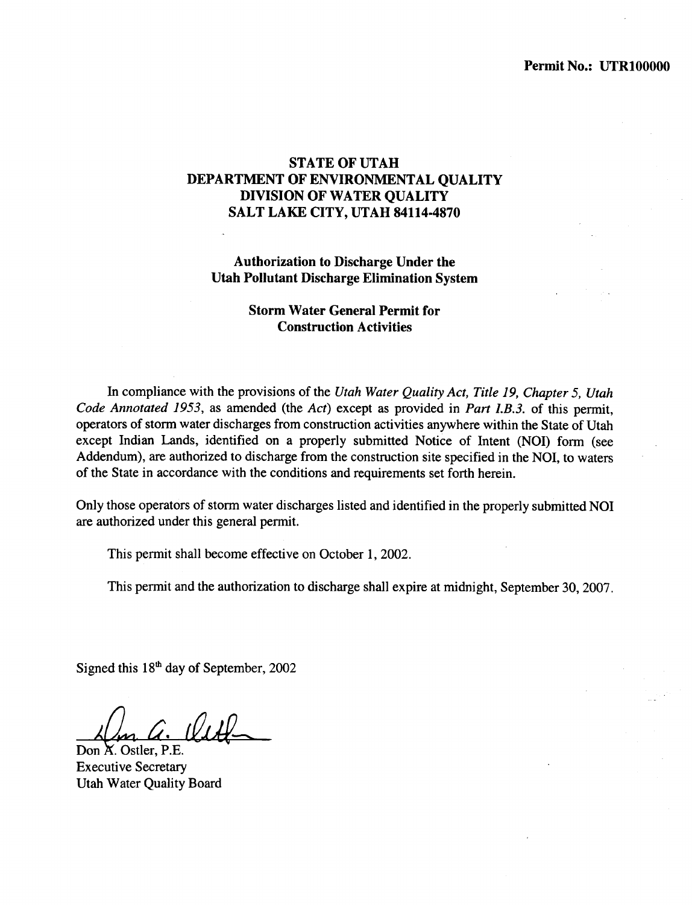**Permit No.: UTR100000**

# STATE OF UTAH
# DEPARTMENT OF ENVIRONMENTAL QUALITY
# DIVISION OF WATER QUALITY
# SALT LAKE CITY, UTAH 84114-4870

## Authorization to Discharge Under the Utah Pollutant Discharge Elimination System

## Storm Water General Permit for Construction Activities

In compliance with the provisions of the *Utah Water Quality Act, Title 19, Chapter 5, Utah Code Annotated 1953*, as amended (the *Act*) except as provided in *Part I.B.3.* of this permit, operators of storm water discharges from construction activities anywhere within the State of Utah except Indian Lands, identified on a properly submitted Notice of Intent (NOI) form (see Addendum), are authorized to discharge from the construction site specified in the NOI, to waters of the State in accordance with the conditions and requirements set forth herein.

Only those operators of storm water discharges listed and identified in the properly submitted NOI are authorized under this general permit.

This permit shall become effective on October 1, 2002.

This permit and the authorization to discharge shall expire at midnight, September 30, 2007.

Signed this 18th day of September, 2002

Don A. Ostler, P.E.
Executive Secretary
Utah Water Quality Board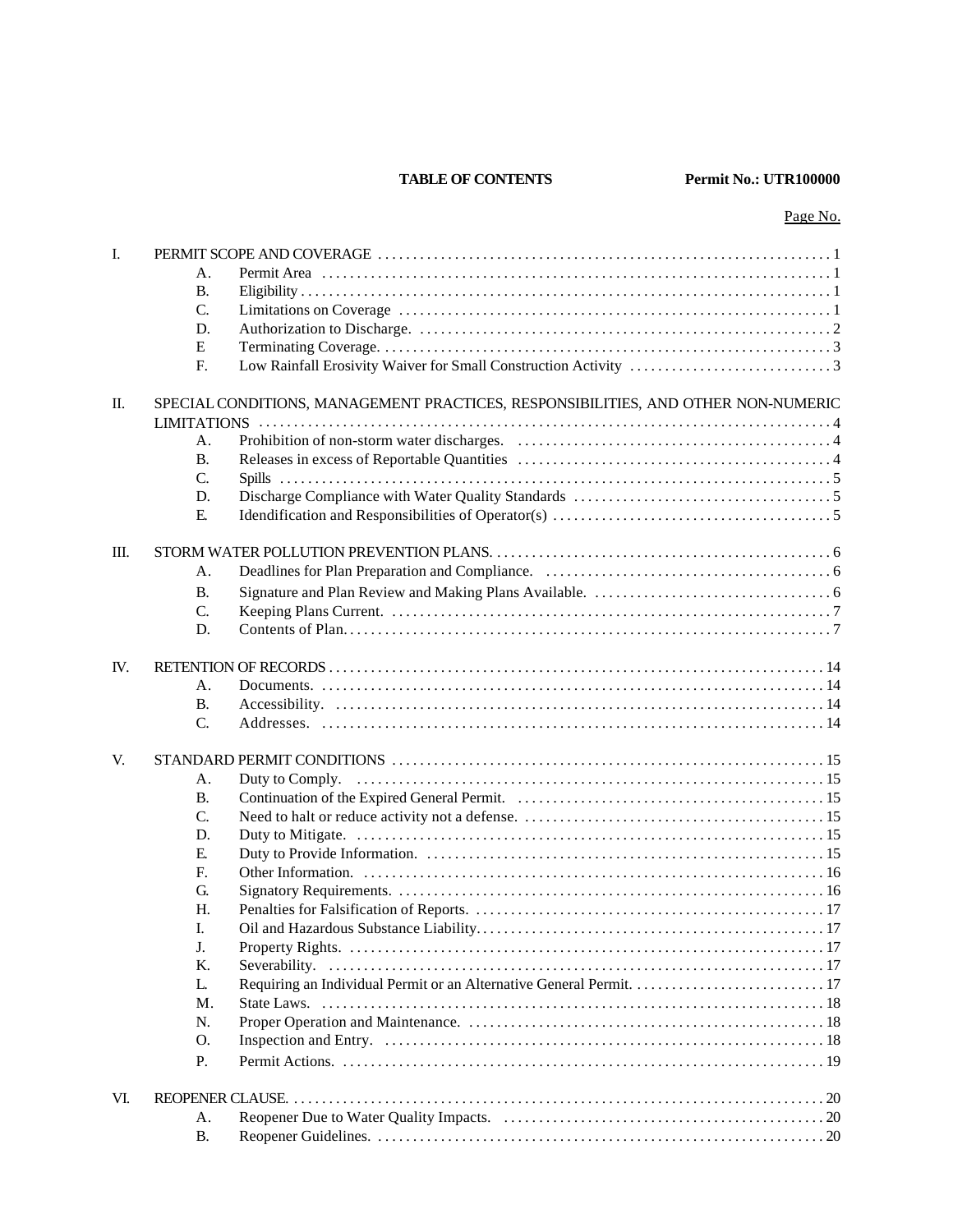**TABLE OF CONTENTS** **Permit No.: UTR100000**

| | | | Page No. |
|---|---|---|---|
| I. | PERMIT SCOPE AND COVERAGE | | 1 |
| | A. | Permit Area | 1 |
| | B. | Eligibility | 1 |
| | C. | Limitations on Coverage | 1 |
| | D. | Authorization to Discharge. | 2 |
| | E | Terminating Coverage. | 3 |
| | F. | Low Rainfall Erosivity Waiver for Small Construction Activity | 3 |
| II. | SPECIAL CONDITIONS, MANAGEMENT PRACTICES, RESPONSIBILITIES, AND OTHER NON-NUMERIC LIMITATIONS | | 4 |
| | A. | Prohibition of non-storm water discharges. | 4 |
| | B. | Releases in excess of Reportable Quantities | 4 |
| | C. | Spills | 5 |
| | D. | Discharge Compliance with Water Quality Standards | 5 |
| | E. | Idendification and Responsibilities of Operator(s) | 5 |
| III. | STORM WATER POLLUTION PREVENTION PLANS. | | 6 |
| | A. | Deadlines for Plan Preparation and Compliance. | 6 |
| | B. | Signature and Plan Review and Making Plans Available. | 6 |
| | C. | Keeping Plans Current. | 7 |
| | D. | Contents of Plan. | 7 |
| IV. | RETENTION OF RECORDS | | 14 |
| | A. | Documents. | 14 |
| | B. | Accessibility. | 14 |
| | C. | Addresses. | 14 |
| V. | STANDARD PERMIT CONDITIONS | | 15 |
| | A. | Duty to Comply. | 15 |
| | B. | Continuation of the Expired General Permit. | 15 |
| | C. | Need to halt or reduce activity not a defense. | 15 |
| | D. | Duty to Mitigate. | 15 |
| | E. | Duty to Provide Information. | 15 |
| | F. | Other Information. | 16 |
| | G. | Signatory Requirements. | 16 |
| | H. | Penalties for Falsification of Reports. | 17 |
| | I. | Oil and Hazardous Substance Liability. | 17 |
| | J. | Property Rights. | 17 |
| | K. | Severability. | 17 |
| | L. | Requiring an Individual Permit or an Alternative General Permit. | 17 |
| | M. | State Laws. | 18 |
| | N. | Proper Operation and Maintenance. | 18 |
| | O. | Inspection and Entry. | 18 |
| | P. | Permit Actions. | 19 |
| VI. | REOPENER CLAUSE. | | 20 |
| | A. | Reopener Due to Water Quality Impacts. | 20 |
| | B. | Reopener Guidelines. | 20 |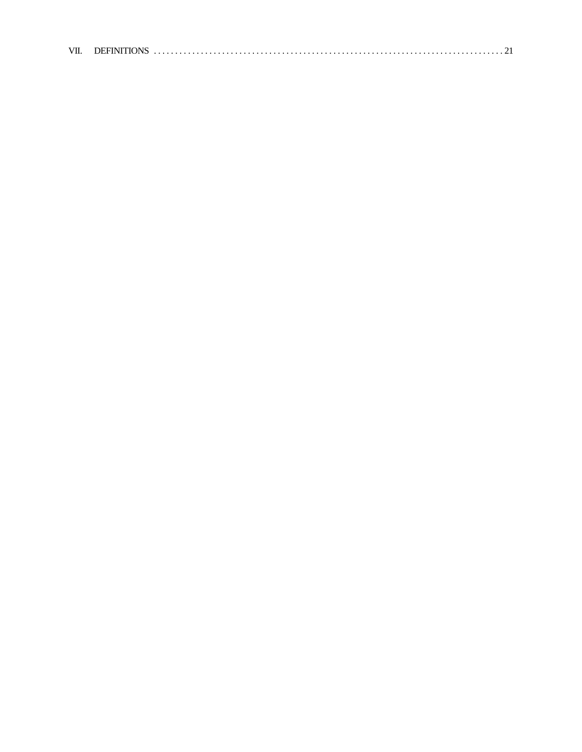VII. DEFINITIONS . . . . . . . . . . . . . . . . . . . . . . . . . . . . . . . . . . . . . . . . . . . . . . . . . . . . . . . . . . . . . . . . . . . . . . . . . . . . . . . . 21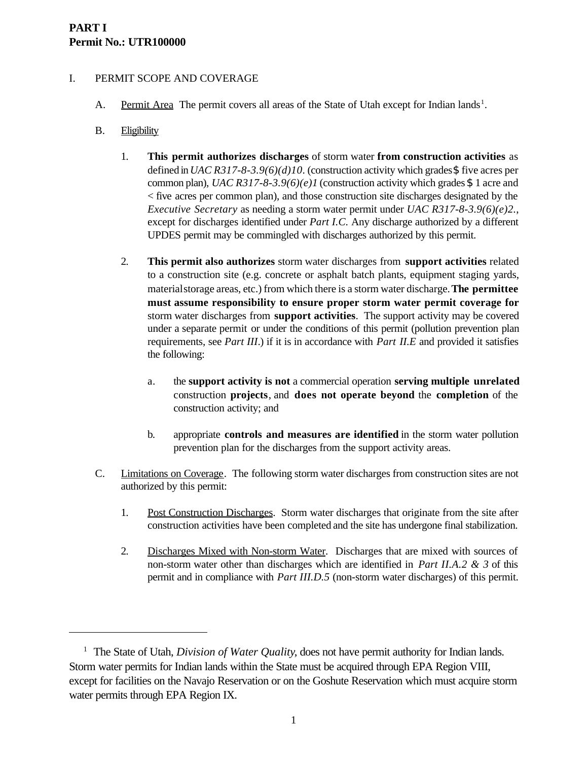**PART I**
**Permit No.: UTR100000**

I. PERMIT SCOPE AND COVERAGE

A. Permit Area The permit covers all areas of the State of Utah except for Indian lands[1].

B. Eligibility

1. **This permit authorizes discharges** of storm water **from construction activities** as defined in *UAC R317-8-3.9(6)(d)10*. (construction activity which grades $ five acres per common plan), *UAC R317-8-3.9(6)(e)1* (construction activity which grades $ 1 acre and < five acres per common plan), and those construction site discharges designated by the *Executive Secretary* as needing a storm water permit under *UAC R317-8-3.9(6)(e)2.*, except for discharges identified under *Part I.C*. Any discharge authorized by a different UPDES permit may be commingled with discharges authorized by this permit.

2. **This permit also authorizes** storm water discharges from **support activities** related to a construction site (e.g. concrete or asphalt batch plants, equipment staging yards, material storage areas, etc.) from which there is a storm water discharge. **The permittee must assume responsibility to ensure proper storm water permit coverage for** storm water discharges from **support activities**. The support activity may be covered under a separate permit or under the conditions of this permit (pollution prevention plan requirements, see *Part III*.) if it is in accordance with *Part II.E* and provided it satisfies the following:

   a. the **support activity is not** a commercial operation **serving multiple unrelated** construction **projects**, and **does not operate beyond** the **completion** of the construction activity; and

   b. appropriate **controls and measures are identified** in the storm water pollution prevention plan for the discharges from the support activity areas.

C. Limitations on Coverage. The following storm water discharges from construction sites are not authorized by this permit:

1. Post Construction Discharges. Storm water discharges that originate from the site after construction activities have been completed and the site has undergone final stabilization.

2. Discharges Mixed with Non-storm Water. Discharges that are mixed with sources of non-storm water other than discharges which are identified in *Part II.A.2 & 3* of this permit and in compliance with *Part III.D.5* (non-storm water discharges) of this permit.

---

[1] The State of Utah, *Division of Water Quality*, does not have permit authority for Indian lands. Storm water permits for Indian lands within the State must be acquired through EPA Region VIII, except for facilities on the Navajo Reservation or on the Goshute Reservation which must acquire storm water permits through EPA Region IX.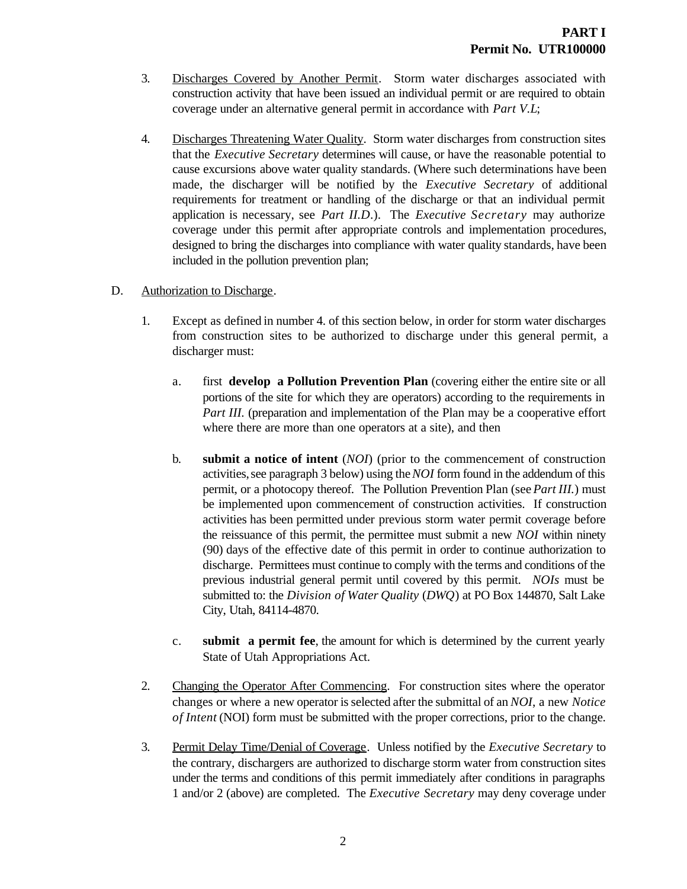3. Discharges Covered by Another Permit. Storm water discharges associated with construction activity that have been issued an individual permit or are required to obtain coverage under an alternative general permit in accordance with *Part V.L*;

4. Discharges Threatening Water Quality. Storm water discharges from construction sites that the *Executive Secretary* determines will cause, or have the reasonable potential to cause excursions above water quality standards. (Where such determinations have been made, the discharger will be notified by the *Executive Secretary* of additional requirements for treatment or handling of the discharge or that an individual permit application is necessary, see *Part II.D*.). The *Executive Secretary* may authorize coverage under this permit after appropriate controls and implementation procedures, designed to bring the discharges into compliance with water quality standards, have been included in the pollution prevention plan;

D. Authorization to Discharge.

1. Except as defined in number 4. of this section below, in order for storm water discharges from construction sites to be authorized to discharge under this general permit, a discharger must:

   a. first **develop a Pollution Prevention Plan** (covering either the entire site or all portions of the site for which they are operators) according to the requirements in *Part III*. (preparation and implementation of the Plan may be a cooperative effort where there are more than one operators at a site), and then

   b. **submit a notice of intent** (*NOI*) (prior to the commencement of construction activities, see paragraph 3 below) using the *NOI* form found in the addendum of this permit, or a photocopy thereof. The Pollution Prevention Plan (see *Part III.*) must be implemented upon commencement of construction activities. If construction activities has been permitted under previous storm water permit coverage before the reissuance of this permit, the permittee must submit a new *NOI* within ninety (90) days of the effective date of this permit in order to continue authorization to discharge. Permittees must continue to comply with the terms and conditions of the previous industrial general permit until covered by this permit. *NOIs* must be submitted to: the *Division of Water Quality* (*DWQ*) at PO Box 144870, Salt Lake City, Utah, 84114-4870.

   c. **submit a permit fee**, the amount for which is determined by the current yearly State of Utah Appropriations Act.

2. Changing the Operator After Commencing. For construction sites where the operator changes or where a new operator is selected after the submittal of an *NOI*, a new *Notice of Intent* (NOI) form must be submitted with the proper corrections, prior to the change.

3. Permit Delay Time/Denial of Coverage. Unless notified by the *Executive Secretary* to the contrary, dischargers are authorized to discharge storm water from construction sites under the terms and conditions of this permit immediately after conditions in paragraphs 1 and/or 2 (above) are completed. The *Executive Secretary* may deny coverage under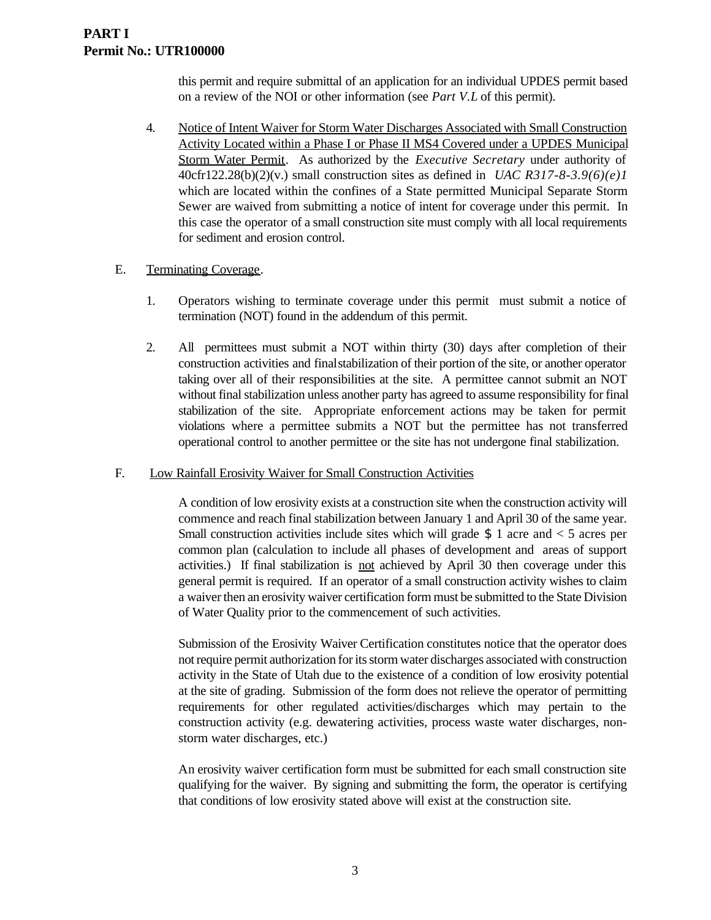this permit and require submittal of an application for an individual UPDES permit based on a review of the NOI or other information (see *Part V.L* of this permit).

4. Notice of Intent Waiver for Storm Water Discharges Associated with Small Construction Activity Located within a Phase I or Phase II MS4 Covered under a UPDES Municipal Storm Water Permit. As authorized by the *Executive Secretary* under authority of 40cfr122.28(b)(2)(v.) small construction sites as defined in *UAC R317-8-3.9(6)(e)1* which are located within the confines of a State permitted Municipal Separate Storm Sewer are waived from submitting a notice of intent for coverage under this permit. In this case the operator of a small construction site must comply with all local requirements for sediment and erosion control.

E. Terminating Coverage.

1. Operators wishing to terminate coverage under this permit must submit a notice of termination (NOT) found in the addendum of this permit.

2. All permittees must submit a NOT within thirty (30) days after completion of their construction activities and final stabilization of their portion of the site, or another operator taking over all of their responsibilities at the site. A permittee cannot submit an NOT without final stabilization unless another party has agreed to assume responsibility for final stabilization of the site. Appropriate enforcement actions may be taken for permit violations where a permittee submits a NOT but the permittee has not transferred operational control to another permittee or the site has not undergone final stabilization.

F. Low Rainfall Erosivity Waiver for Small Construction Activities

A condition of low erosivity exists at a construction site when the construction activity will commence and reach final stabilization between January 1 and April 30 of the same year. Small construction activities include sites which will grade $ 1 acre and < 5 acres per common plan (calculation to include all phases of development and areas of support activities.) If final stabilization is not achieved by April 30 then coverage under this general permit is required. If an operator of a small construction activity wishes to claim a waiver then an erosivity waiver certification form must be submitted to the State Division of Water Quality prior to the commencement of such activities.

Submission of the Erosivity Waiver Certification constitutes notice that the operator does not require permit authorization for its storm water discharges associated with construction activity in the State of Utah due to the existence of a condition of low erosivity potential at the site of grading. Submission of the form does not relieve the operator of permitting requirements for other regulated activities/discharges which may pertain to the construction activity (e.g. dewatering activities, process waste water discharges, non-storm water discharges, etc.)

An erosivity waiver certification form must be submitted for each small construction site qualifying for the waiver. By signing and submitting the form, the operator is certifying that conditions of low erosivity stated above will exist at the construction site.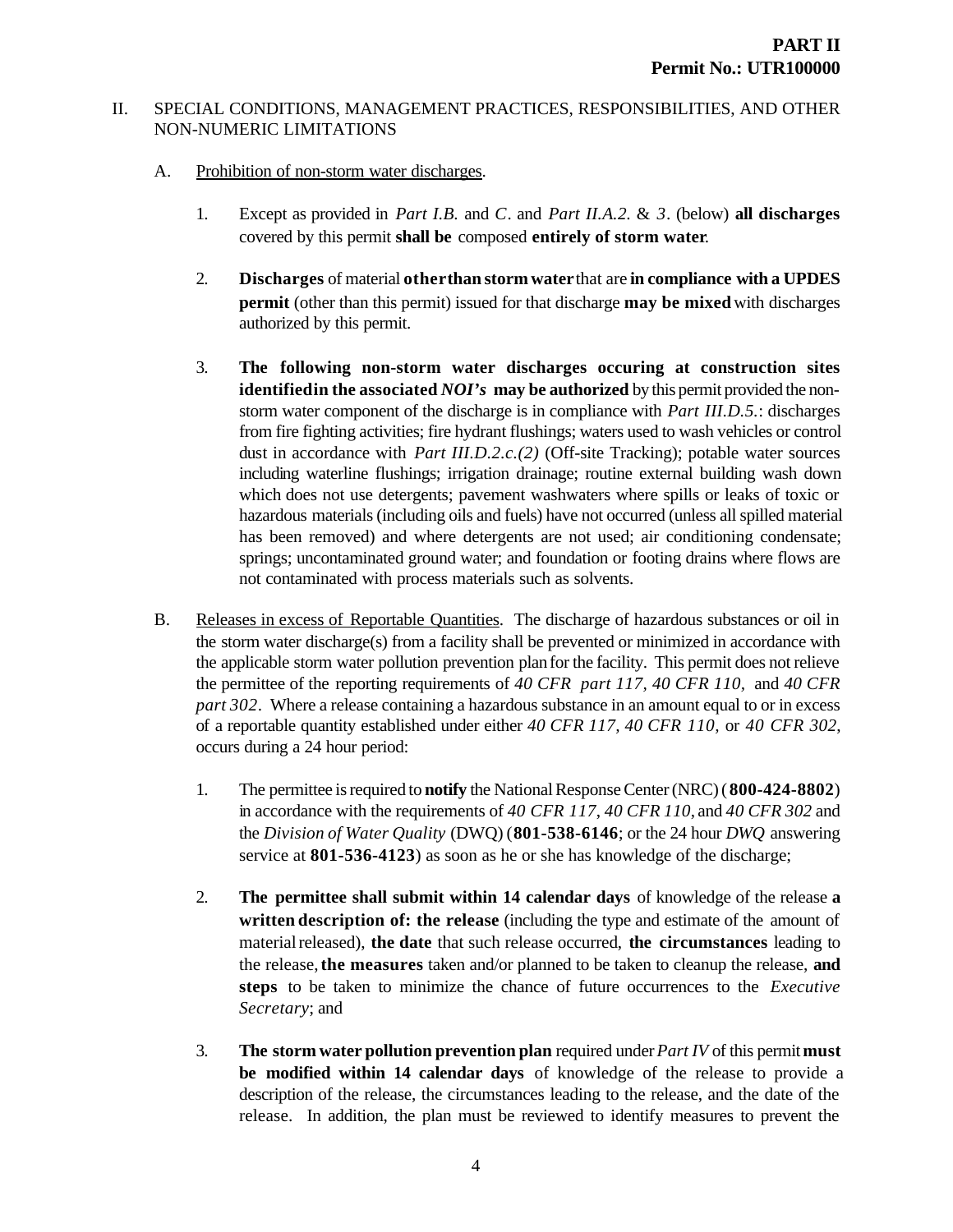II. SPECIAL CONDITIONS, MANAGEMENT PRACTICES, RESPONSIBILITIES, AND OTHER NON-NUMERIC LIMITATIONS

A. Prohibition of non-storm water discharges.

1. Except as provided in *Part I.B.* and *C*. and *Part II.A.2.* & *3*. (below) **all discharges** covered by this permit **shall be** composed **entirely of storm water**.

2. **Discharges** of material **other than storm water** that are **in compliance with a UPDES permit** (other than this permit) issued for that discharge **may be mixed** with discharges authorized by this permit.

3. **The following non-storm water discharges occuring at construction sites identifiedin the associated *NOI's* may be authorized** by this permit provided the non-storm water component of the discharge is in compliance with *Part III.D.5.*: discharges from fire fighting activities; fire hydrant flushings; waters used to wash vehicles or control dust in accordance with *Part III.D.2.c.(2)* (Off-site Tracking); potable water sources including waterline flushings; irrigation drainage; routine external building wash down which does not use detergents; pavement washwaters where spills or leaks of toxic or hazardous materials (including oils and fuels) have not occurred (unless all spilled material has been removed) and where detergents are not used; air conditioning condensate; springs; uncontaminated ground water; and foundation or footing drains where flows are not contaminated with process materials such as solvents.

B. Releases in excess of Reportable Quantities. The discharge of hazardous substances or oil in the storm water discharge(s) from a facility shall be prevented or minimized in accordance with the applicable storm water pollution prevention plan for the facility. This permit does not relieve the permittee of the reporting requirements of *40 CFR part 117, 40 CFR 110,* and *40 CFR part 302*. Where a release containing a hazardous substance in an amount equal to or in excess of a reportable quantity established under either *40 CFR 117, 40 CFR 110,* or *40 CFR 302*, occurs during a 24 hour period:

1. The permittee is required to **notify** the National Response Center (NRC) (**800-424-8802**) in accordance with the requirements of *40 CFR 117, 40 CFR 110,* and *40 CFR 302* and the *Division of Water Quality* (DWQ) (**801-538-6146**; or the 24 hour *DWQ* answering service at **801-536-4123**) as soon as he or she has knowledge of the discharge;

2. **The permittee shall submit within 14 calendar days** of knowledge of the release **a written description of: the release** (including the type and estimate of the amount of material released), **the date** that such release occurred, **the circumstances** leading to the release, **the measures** taken and/or planned to be taken to cleanup the release, **and steps** to be taken to minimize the chance of future occurrences to the *Executive Secretary*; and

3. **The storm water pollution prevention plan** required under *Part IV* of this permit **must be modified within 14 calendar days** of knowledge of the release to provide a description of the release, the circumstances leading to the release, and the date of the release. In addition, the plan must be reviewed to identify measures to prevent the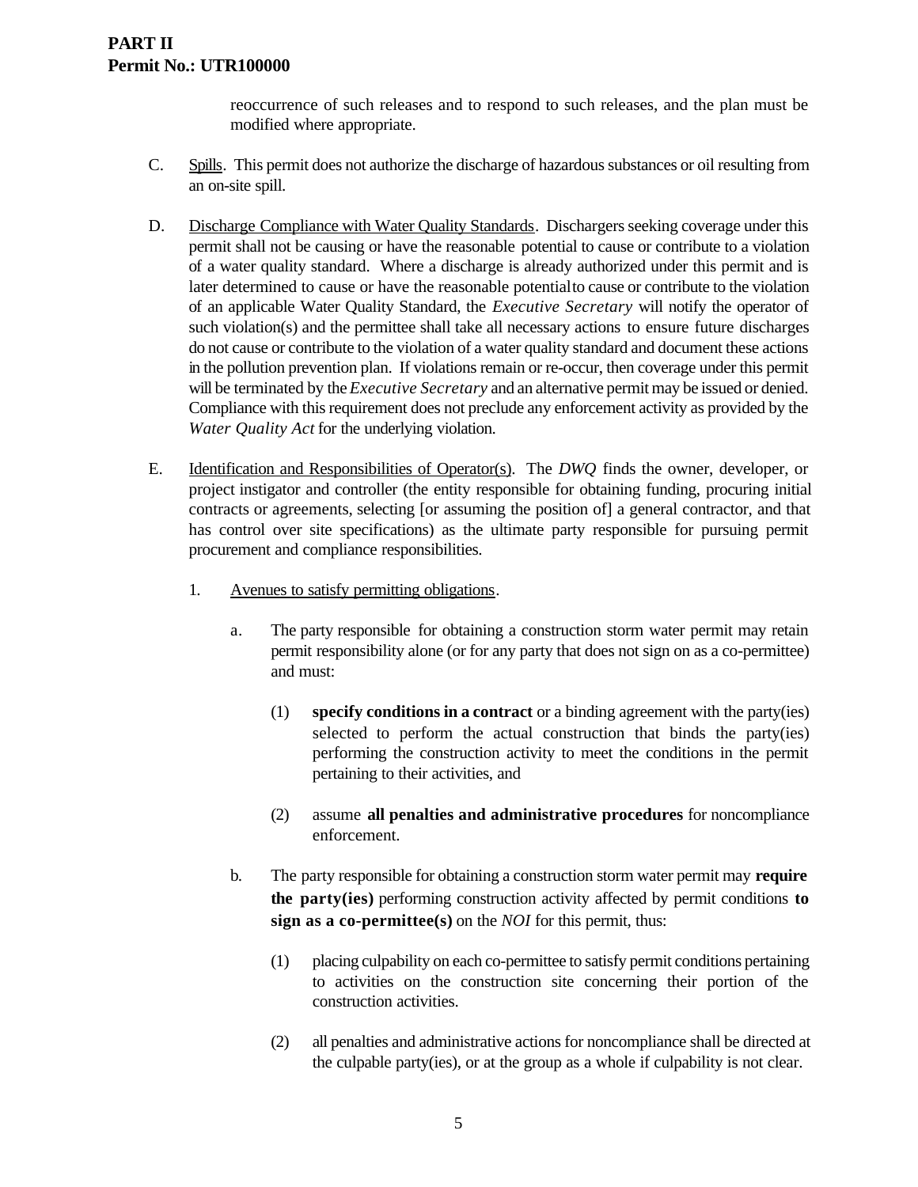reoccurrence of such releases and to respond to such releases, and the plan must be modified where appropriate.

C. Spills. This permit does not authorize the discharge of hazardous substances or oil resulting from an on-site spill.

D. Discharge Compliance with Water Quality Standards. Dischargers seeking coverage under this permit shall not be causing or have the reasonable potential to cause or contribute to a violation of a water quality standard. Where a discharge is already authorized under this permit and is later determined to cause or have the reasonable potential to cause or contribute to the violation of an applicable Water Quality Standard, the *Executive Secretary* will notify the operator of such violation(s) and the permittee shall take all necessary actions to ensure future discharges do not cause or contribute to the violation of a water quality standard and document these actions in the pollution prevention plan. If violations remain or re-occur, then coverage under this permit will be terminated by the *Executive Secretary* and an alternative permit may be issued or denied. Compliance with this requirement does not preclude any enforcement activity as provided by the *Water Quality Act* for the underlying violation.

E. Identification and Responsibilities of Operator(s). The *DWQ* finds the owner, developer, or project instigator and controller (the entity responsible for obtaining funding, procuring initial contracts or agreements, selecting [or assuming the position of] a general contractor, and that has control over site specifications) as the ultimate party responsible for pursuing permit procurement and compliance responsibilities.

1. Avenues to satisfy permitting obligations.

   a. The party responsible for obtaining a construction storm water permit may retain permit responsibility alone (or for any party that does not sign on as a co-permittee) and must:

      (1) **specify conditions in a contract** or a binding agreement with the party(ies) selected to perform the actual construction that binds the party(ies) performing the construction activity to meet the conditions in the permit pertaining to their activities, and

      (2) assume **all penalties and administrative procedures** for noncompliance enforcement.

   b. The party responsible for obtaining a construction storm water permit may **require the party(ies)** performing construction activity affected by permit conditions **to sign as a co-permittee(s)** on the *NOI* for this permit, thus:

      (1) placing culpability on each co-permittee to satisfy permit conditions pertaining to activities on the construction site concerning their portion of the construction activities.

      (2) all penalties and administrative actions for noncompliance shall be directed at the culpable party(ies), or at the group as a whole if culpability is not clear.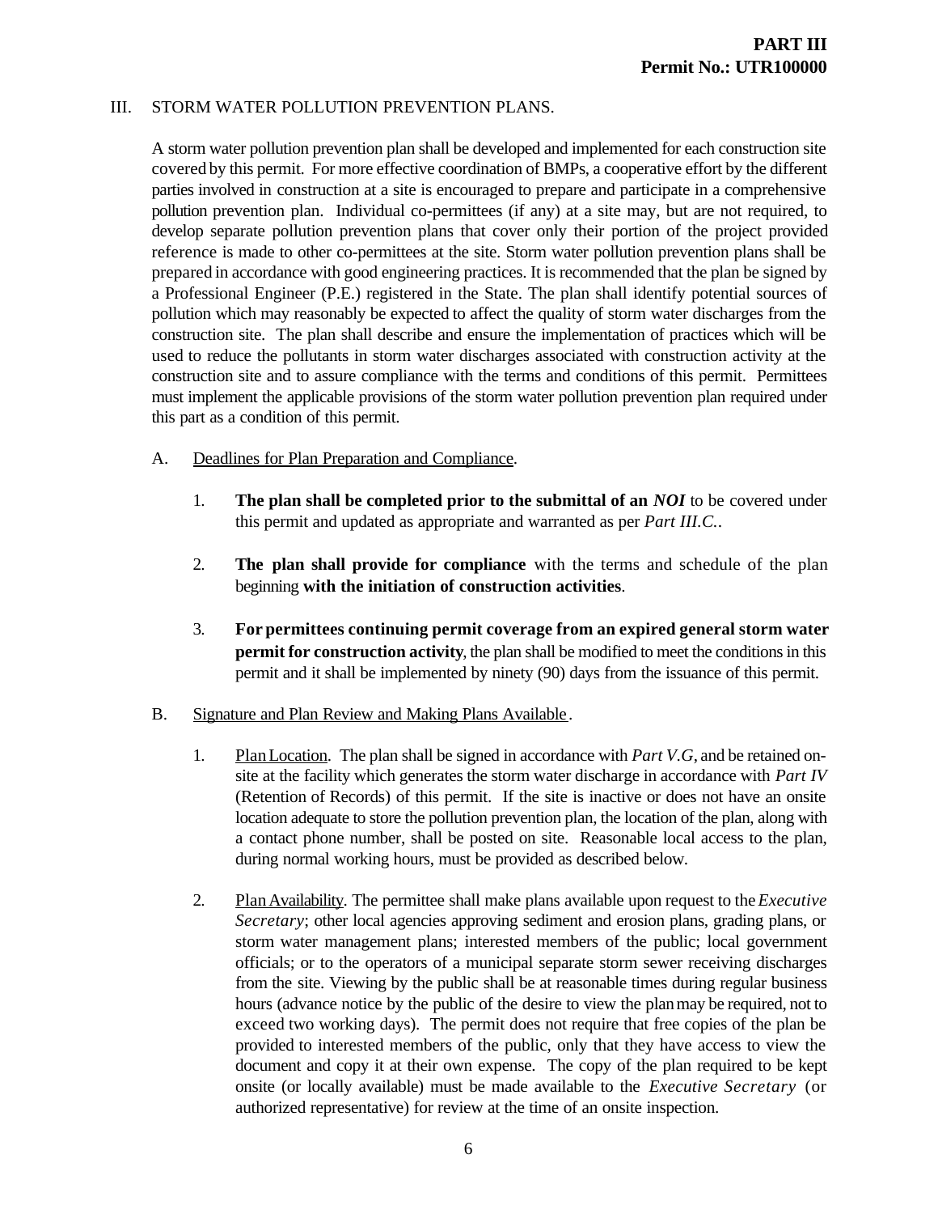## III. STORM WATER POLLUTION PREVENTION PLANS.

A storm water pollution prevention plan shall be developed and implemented for each construction site covered by this permit. For more effective coordination of BMPs, a cooperative effort by the different parties involved in construction at a site is encouraged to prepare and participate in a comprehensive pollution prevention plan. Individual co-permittees (if any) at a site may, but are not required, to develop separate pollution prevention plans that cover only their portion of the project provided reference is made to other co-permittees at the site. Storm water pollution prevention plans shall be prepared in accordance with good engineering practices. It is recommended that the plan be signed by a Professional Engineer (P.E.) registered in the State. The plan shall identify potential sources of pollution which may reasonably be expected to affect the quality of storm water discharges from the construction site. The plan shall describe and ensure the implementation of practices which will be used to reduce the pollutants in storm water discharges associated with construction activity at the construction site and to assure compliance with the terms and conditions of this permit. Permittees must implement the applicable provisions of the storm water pollution prevention plan required under this part as a condition of this permit.

A. Deadlines for Plan Preparation and Compliance.

1. **The plan shall be completed prior to the submittal of an *NOI*** to be covered under this permit and updated as appropriate and warranted as per *Part III.C.*.

2. **The plan shall provide for compliance** with the terms and schedule of the plan beginning **with the initiation of construction activities**.

3. **For permittees continuing permit coverage from an expired general storm water permit for construction activity**, the plan shall be modified to meet the conditions in this permit and it shall be implemented by ninety (90) days from the issuance of this permit.

B. Signature and Plan Review and Making Plans Available.

1. Plan Location. The plan shall be signed in accordance with *Part V.G*, and be retained on-site at the facility which generates the storm water discharge in accordance with *Part IV* (Retention of Records) of this permit. If the site is inactive or does not have an onsite location adequate to store the pollution prevention plan, the location of the plan, along with a contact phone number, shall be posted on site. Reasonable local access to the plan, during normal working hours, must be provided as described below.

2. Plan Availability. The permittee shall make plans available upon request to the *Executive Secretary*; other local agencies approving sediment and erosion plans, grading plans, or storm water management plans; interested members of the public; local government officials; or to the operators of a municipal separate storm sewer receiving discharges from the site. Viewing by the public shall be at reasonable times during regular business hours (advance notice by the public of the desire to view the plan may be required, not to exceed two working days). The permit does not require that free copies of the plan be provided to interested members of the public, only that they have access to view the document and copy it at their own expense. The copy of the plan required to be kept onsite (or locally available) must be made available to the *Executive Secretary* (or authorized representative) for review at the time of an onsite inspection.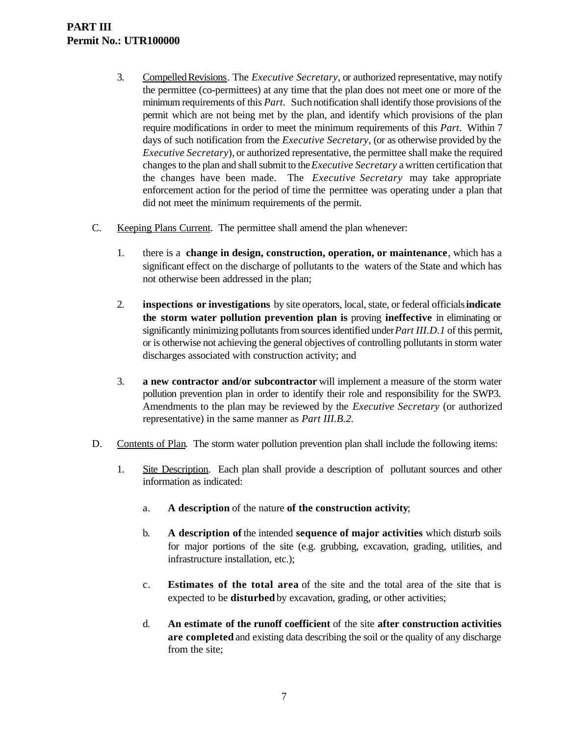3. Compelled Revisions. The *Executive Secretary*, or authorized representative, may notify the permittee (co-permittees) at any time that the plan does not meet one or more of the minimum requirements of this *Part*. Such notification shall identify those provisions of the permit which are not being met by the plan, and identify which provisions of the plan require modifications in order to meet the minimum requirements of this *Part*. Within 7 days of such notification from the *Executive Secretary*, (or as otherwise provided by the *Executive Secretary*), or authorized representative, the permittee shall make the required changes to the plan and shall submit to the *Executive Secretary* a written certification that the changes have been made. The *Executive Secretary* may take appropriate enforcement action for the period of time the permittee was operating under a plan that did not meet the minimum requirements of the permit.

C. Keeping Plans Current. The permittee shall amend the plan whenever:

1. there is a **change in design, construction, operation, or maintenance**, which has a significant effect on the discharge of pollutants to the waters of the State and which has not otherwise been addressed in the plan;

2. **inspections or investigations** by site operators, local, state, or federal officials **indicate the storm water pollution prevention plan is** proving **ineffective** in eliminating or significantly minimizing pollutants from sources identified under *Part III.D.1* of this permit, or is otherwise not achieving the general objectives of controlling pollutants in storm water discharges associated with construction activity; and

3. **a new contractor and/or subcontractor** will implement a measure of the storm water pollution prevention plan in order to identify their role and responsibility for the SWP3. Amendments to the plan may be reviewed by the *Executive Secretary* (or authorized representative) in the same manner as *Part III.B.2*.

D. Contents of Plan. The storm water pollution prevention plan shall include the following items:

1. Site Description. Each plan shall provide a description of pollutant sources and other information as indicated:

   a. **A description** of the nature **of the construction activity**;

   b. **A description of** the intended **sequence of major activities** which disturb soils for major portions of the site (e.g. grubbing, excavation, grading, utilities, and infrastructure installation, etc.);

   c. **Estimates of the total area** of the site and the total area of the site that is expected to be **disturbed** by excavation, grading, or other activities;

   d. **An estimate of the runoff coefficient** of the site **after construction activities are completed** and existing data describing the soil or the quality of any discharge from the site;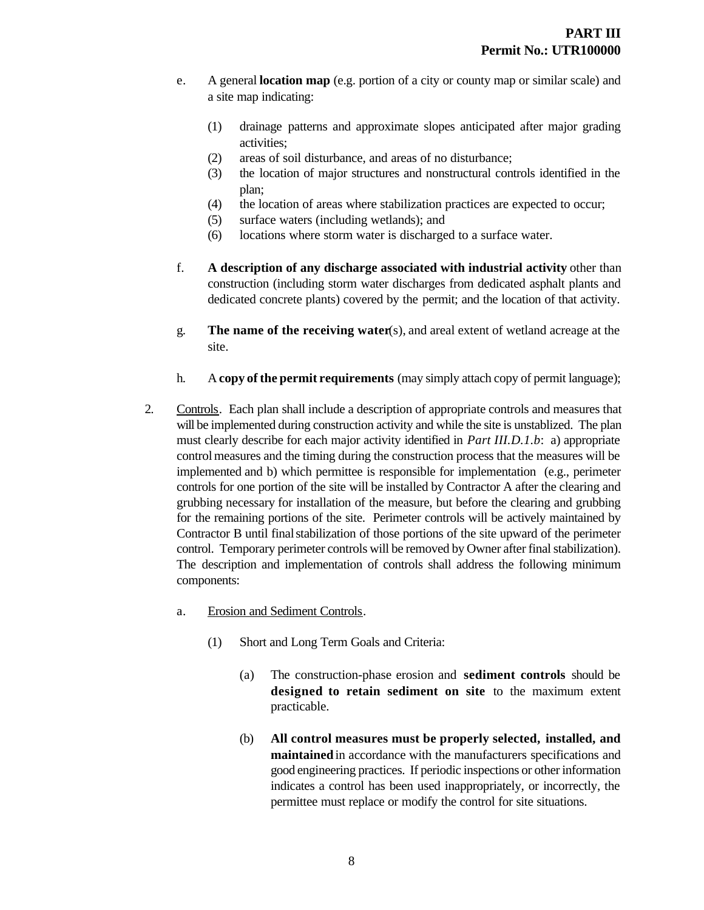e. A general **location map** (e.g. portion of a city or county map or similar scale) and a site map indicating:

   (1) drainage patterns and approximate slopes anticipated after major grading activities;
   (2) areas of soil disturbance, and areas of no disturbance;
   (3) the location of major structures and nonstructural controls identified in the plan;
   (4) the location of areas where stabilization practices are expected to occur;
   (5) surface waters (including wetlands); and
   (6) locations where storm water is discharged to a surface water.

f. **A description of any discharge associated with industrial activity** other than construction (including storm water discharges from dedicated asphalt plants and dedicated concrete plants) covered by the permit; and the location of that activity.

g. **The name of the receiving water**(s), and areal extent of wetland acreage at the site.

h. A **copy of the permit requirements** (may simply attach copy of permit language);

2. Controls. Each plan shall include a description of appropriate controls and measures that will be implemented during construction activity and while the site is unstablized. The plan must clearly describe for each major activity identified in *Part III.D.1.b*: a) appropriate control measures and the timing during the construction process that the measures will be implemented and b) which permittee is responsible for implementation (e.g., perimeter controls for one portion of the site will be installed by Contractor A after the clearing and grubbing necessary for installation of the measure, but before the clearing and grubbing for the remaining portions of the site. Perimeter controls will be actively maintained by Contractor B until final stabilization of those portions of the site upward of the perimeter control. Temporary perimeter controls will be removed by Owner after final stabilization). The description and implementation of controls shall address the following minimum components:

   a. Erosion and Sediment Controls.

      (1) Short and Long Term Goals and Criteria:

         (a) The construction-phase erosion and **sediment controls** should be **designed to retain sediment on site** to the maximum extent practicable.

         (b) **All control measures must be properly selected, installed, and maintained** in accordance with the manufacturers specifications and good engineering practices. If periodic inspections or other information indicates a control has been used inappropriately, or incorrectly, the permittee must replace or modify the control for site situations.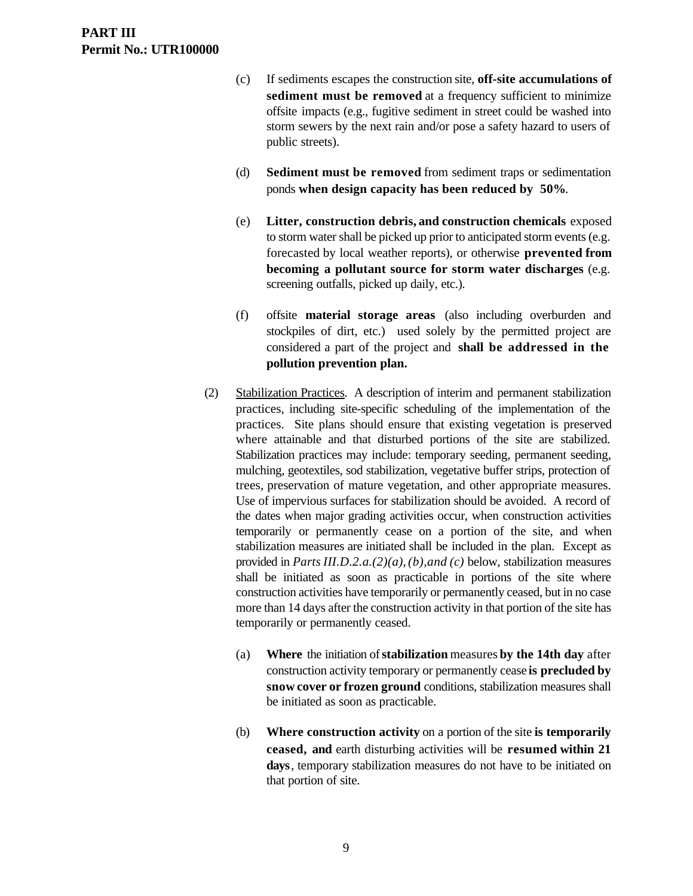(c) If sediments escapes the construction site, **off-site accumulations of sediment must be removed** at a frequency sufficient to minimize offsite impacts (e.g., fugitive sediment in street could be washed into storm sewers by the next rain and/or pose a safety hazard to users of public streets).

(d) **Sediment must be removed** from sediment traps or sedimentation ponds **when design capacity has been reduced by 50%**.

(e) **Litter, construction debris, and construction chemicals** exposed to storm water shall be picked up prior to anticipated storm events (e.g. forecasted by local weather reports), or otherwise **prevented from becoming a pollutant source for storm water discharges** (e.g. screening outfalls, picked up daily, etc.).

(f) offsite **material storage areas** (also including overburden and stockpiles of dirt, etc.) used solely by the permitted project are considered a part of the project and **shall be addressed in the pollution prevention plan.**

(2) Stabilization Practices. A description of interim and permanent stabilization practices, including site-specific scheduling of the implementation of the practices. Site plans should ensure that existing vegetation is preserved where attainable and that disturbed portions of the site are stabilized. Stabilization practices may include: temporary seeding, permanent seeding, mulching, geotextiles, sod stabilization, vegetative buffer strips, protection of trees, preservation of mature vegetation, and other appropriate measures. Use of impervious surfaces for stabilization should be avoided. A record of the dates when major grading activities occur, when construction activities temporarily or permanently cease on a portion of the site, and when stabilization measures are initiated shall be included in the plan. Except as provided in *Parts III.D.2.a.(2)(a), (b), and (c)* below, stabilization measures shall be initiated as soon as practicable in portions of the site where construction activities have temporarily or permanently ceased, but in no case more than 14 days after the construction activity in that portion of the site has temporarily or permanently ceased.

(a) **Where** the initiation of **stabilization** measures **by the 14th day** after construction activity temporary or permanently cease **is precluded by snow cover or frozen ground** conditions, stabilization measures shall be initiated as soon as practicable.

(b) **Where construction activity** on a portion of the site **is temporarily ceased, and** earth disturbing activities will be **resumed within 21 days**, temporary stabilization measures do not have to be initiated on that portion of site.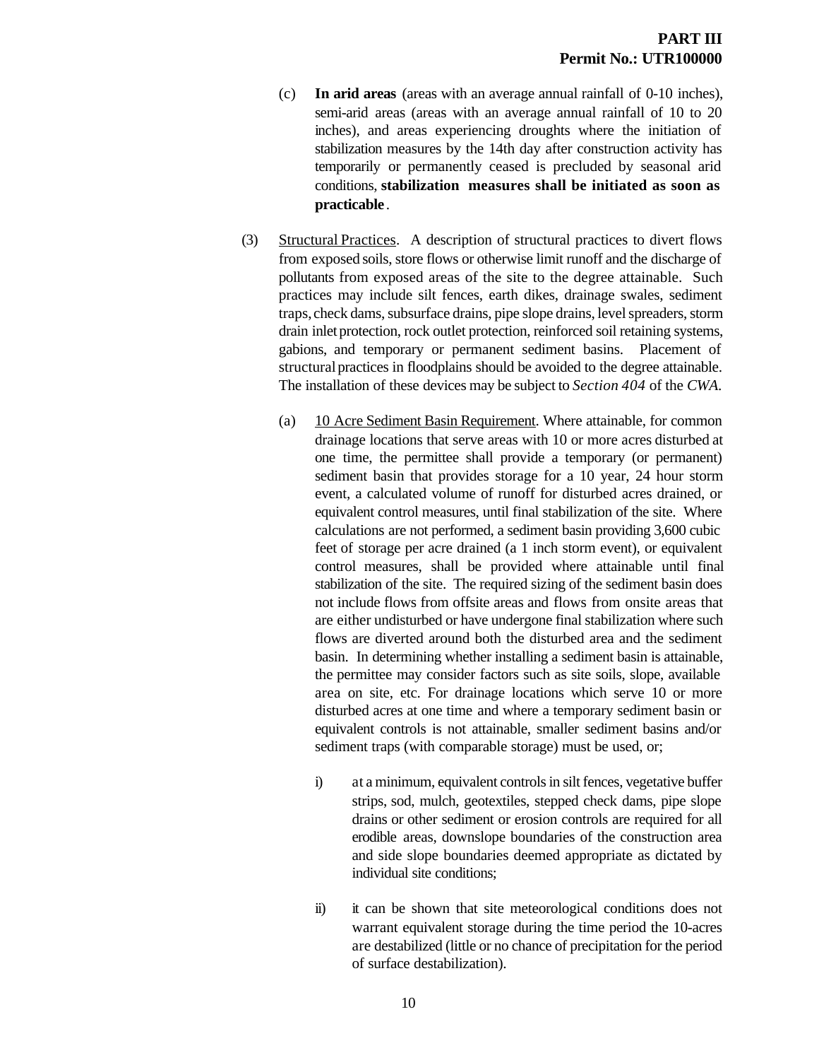(c) **In arid areas** (areas with an average annual rainfall of 0-10 inches), semi-arid areas (areas with an average annual rainfall of 10 to 20 inches), and areas experiencing droughts where the initiation of stabilization measures by the 14th day after construction activity has temporarily or permanently ceased is precluded by seasonal arid conditions, **stabilization measures shall be initiated as soon as practicable**.

(3) Structural Practices. A description of structural practices to divert flows from exposed soils, store flows or otherwise limit runoff and the discharge of pollutants from exposed areas of the site to the degree attainable. Such practices may include silt fences, earth dikes, drainage swales, sediment traps, check dams, subsurface drains, pipe slope drains, level spreaders, storm drain inlet protection, rock outlet protection, reinforced soil retaining systems, gabions, and temporary or permanent sediment basins. Placement of structural practices in floodplains should be avoided to the degree attainable. The installation of these devices may be subject to *Section 404* of the *CWA*.

(a) 10 Acre Sediment Basin Requirement. Where attainable, for common drainage locations that serve areas with 10 or more acres disturbed at one time, the permittee shall provide a temporary (or permanent) sediment basin that provides storage for a 10 year, 24 hour storm event, a calculated volume of runoff for disturbed acres drained, or equivalent control measures, until final stabilization of the site. Where calculations are not performed, a sediment basin providing 3,600 cubic feet of storage per acre drained (a 1 inch storm event), or equivalent control measures, shall be provided where attainable until final stabilization of the site. The required sizing of the sediment basin does not include flows from offsite areas and flows from onsite areas that are either undisturbed or have undergone final stabilization where such flows are diverted around both the disturbed area and the sediment basin. In determining whether installing a sediment basin is attainable, the permittee may consider factors such as site soils, slope, available area on site, etc. For drainage locations which serve 10 or more disturbed acres at one time and where a temporary sediment basin or equivalent controls is not attainable, smaller sediment basins and/or sediment traps (with comparable storage) must be used, or;

i) at a minimum, equivalent controls in silt fences, vegetative buffer strips, sod, mulch, geotextiles, stepped check dams, pipe slope drains or other sediment or erosion controls are required for all erodible areas, downslope boundaries of the construction area and side slope boundaries deemed appropriate as dictated by individual site conditions;

ii) it can be shown that site meteorological conditions does not warrant equivalent storage during the time period the 10-acres are destabilized (little or no chance of precipitation for the period of surface destabilization).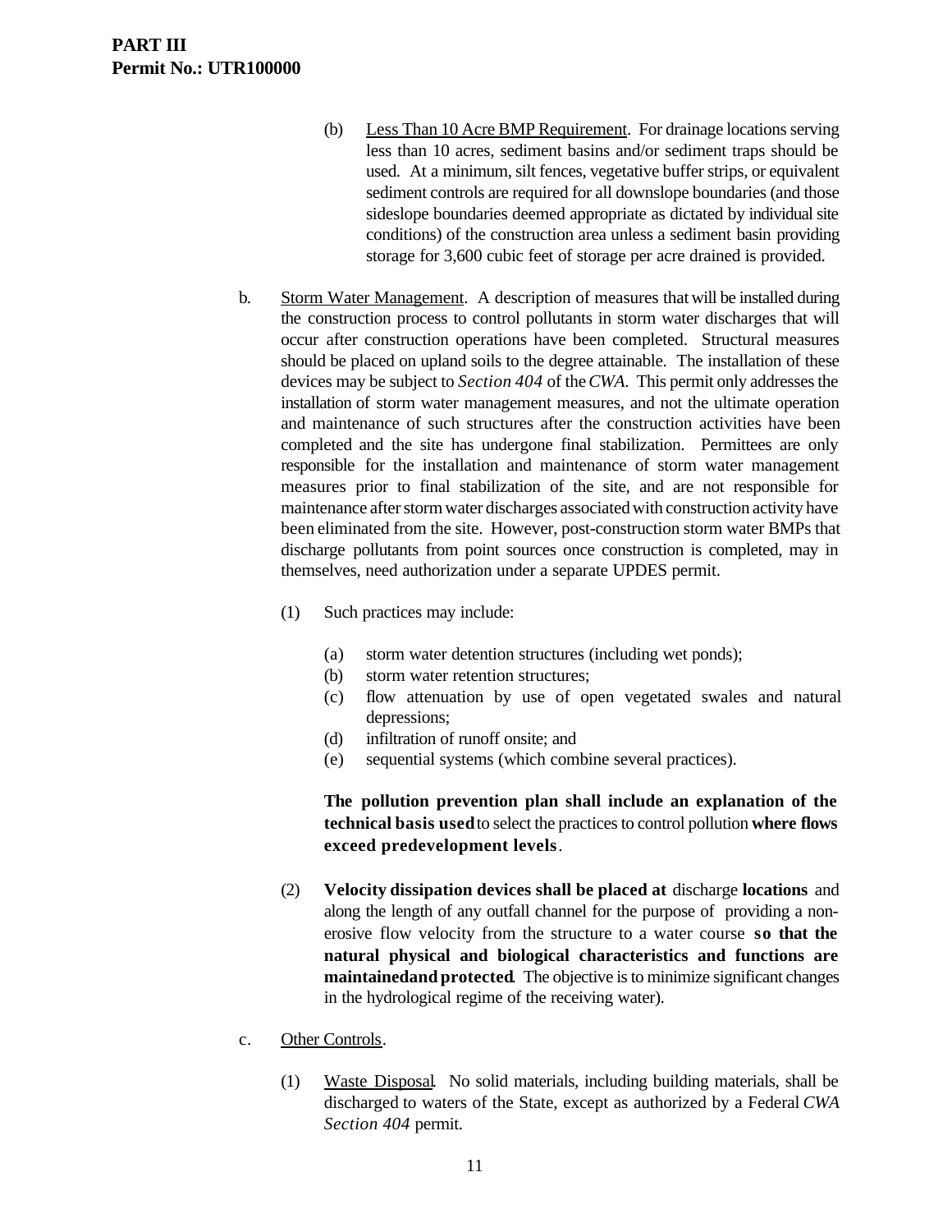(b) <u>Less Than 10 Acre BMP Requirement</u>. For drainage locations serving less than 10 acres, sediment basins and/or sediment traps should be used. At a minimum, silt fences, vegetative buffer strips, or equivalent sediment controls are required for all downslope boundaries (and those sideslope boundaries deemed appropriate as dictated by individual site conditions) of the construction area unless a sediment basin providing storage for 3,600 cubic feet of storage per acre drained is provided.

b. <u>Storm Water Management</u>. A description of measures that will be installed during the construction process to control pollutants in storm water discharges that will occur after construction operations have been completed. Structural measures should be placed on upland soils to the degree attainable. The installation of these devices may be subject to *Section 404* of the *CWA*. This permit only addresses the installation of storm water management measures, and not the ultimate operation and maintenance of such structures after the construction activities have been completed and the site has undergone final stabilization. Permittees are only responsible for the installation and maintenance of storm water management measures prior to final stabilization of the site, and are not responsible for maintenance after storm water discharges associated with construction activity have been eliminated from the site. However, post-construction storm water BMPs that discharge pollutants from point sources once construction is completed, may in themselves, need authorization under a separate UPDES permit.

(1) Such practices may include:

(a) storm water detention structures (including wet ponds);
(b) storm water retention structures;
(c) flow attenuation by use of open vegetated swales and natural depressions;
(d) infiltration of runoff onsite; and
(e) sequential systems (which combine several practices).

**The pollution prevention plan shall include an explanation of the technical basis used** to select the practices to control pollution **where flows exceed predevelopment levels**.

(2) **Velocity dissipation devices shall be placed at** discharge **locations** and along the length of any outfall channel for the purpose of providing a non-erosive flow velocity from the structure to a water course **so that the natural physical and biological characteristics and functions are maintainedand protected**. The objective is to minimize significant changes in the hydrological regime of the receiving water).

c. <u>Other Controls</u>.

(1) <u>Waste Disposal</u>. No solid materials, including building materials, shall be discharged to waters of the State, except as authorized by a Federal *CWA Section 404* permit.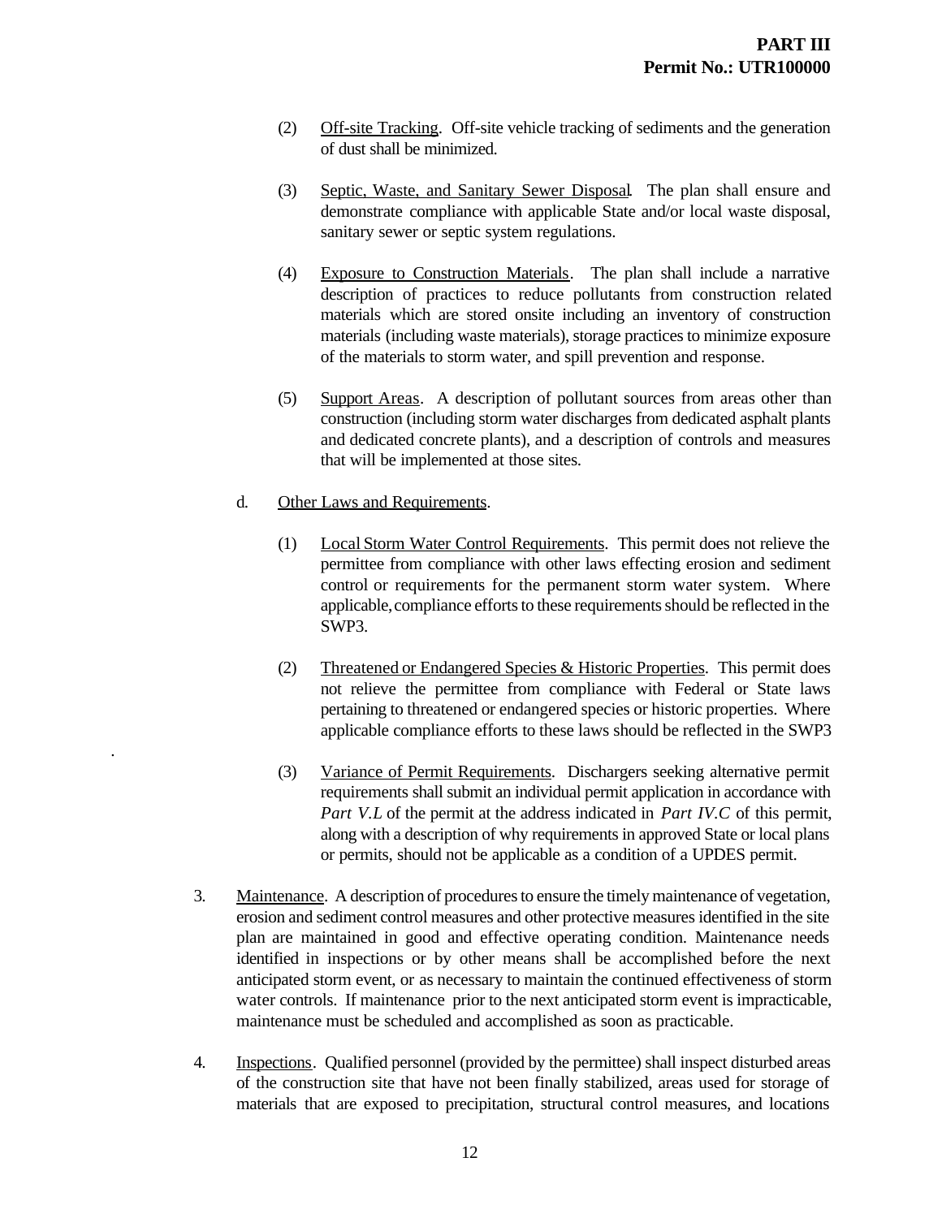(2) Off-site Tracking. Off-site vehicle tracking of sediments and the generation of dust shall be minimized.

(3) Septic, Waste, and Sanitary Sewer Disposal. The plan shall ensure and demonstrate compliance with applicable State and/or local waste disposal, sanitary sewer or septic system regulations.

(4) Exposure to Construction Materials. The plan shall include a narrative description of practices to reduce pollutants from construction related materials which are stored onsite including an inventory of construction materials (including waste materials), storage practices to minimize exposure of the materials to storm water, and spill prevention and response.

(5) Support Areas. A description of pollutant sources from areas other than construction (including storm water discharges from dedicated asphalt plants and dedicated concrete plants), and a description of controls and measures that will be implemented at those sites.

d. Other Laws and Requirements.

(1) Local Storm Water Control Requirements. This permit does not relieve the permittee from compliance with other laws effecting erosion and sediment control or requirements for the permanent storm water system. Where applicable, compliance efforts to these requirements should be reflected in the SWP3.

(2) Threatened or Endangered Species & Historic Properties. This permit does not relieve the permittee from compliance with Federal or State laws pertaining to threatened or endangered species or historic properties. Where applicable compliance efforts to these laws should be reflected in the SWP3

.

(3) Variance of Permit Requirements. Dischargers seeking alternative permit requirements shall submit an individual permit application in accordance with *Part V.L* of the permit at the address indicated in *Part IV.C* of this permit, along with a description of why requirements in approved State or local plans or permits, should not be applicable as a condition of a UPDES permit.

3. Maintenance. A description of procedures to ensure the timely maintenance of vegetation, erosion and sediment control measures and other protective measures identified in the site plan are maintained in good and effective operating condition. Maintenance needs identified in inspections or by other means shall be accomplished before the next anticipated storm event, or as necessary to maintain the continued effectiveness of storm water controls. If maintenance prior to the next anticipated storm event is impracticable, maintenance must be scheduled and accomplished as soon as practicable.

4. Inspections. Qualified personnel (provided by the permittee) shall inspect disturbed areas of the construction site that have not been finally stabilized, areas used for storage of materials that are exposed to precipitation, structural control measures, and locations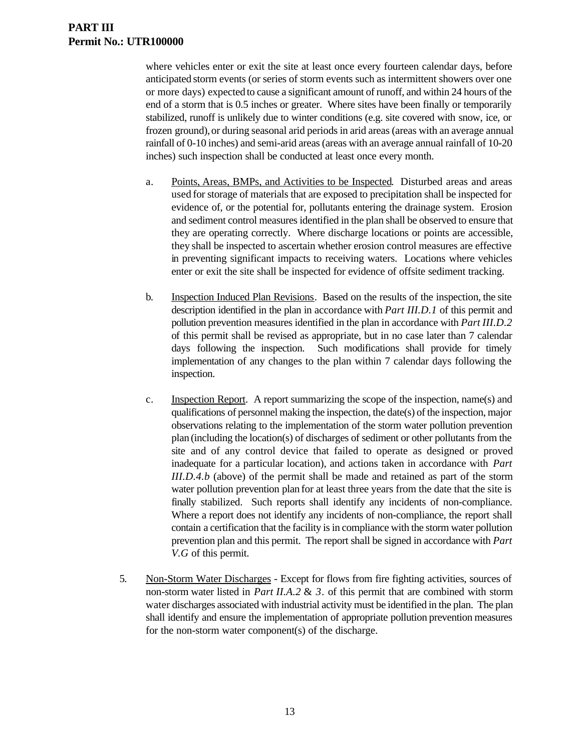where vehicles enter or exit the site at least once every fourteen calendar days, before anticipated storm events (or series of storm events such as intermittent showers over one or more days) expected to cause a significant amount of runoff, and within 24 hours of the end of a storm that is 0.5 inches or greater. Where sites have been finally or temporarily stabilized, runoff is unlikely due to winter conditions (e.g. site covered with snow, ice, or frozen ground), or during seasonal arid periods in arid areas (areas with an average annual rainfall of 0-10 inches) and semi-arid areas (areas with an average annual rainfall of 10-20 inches) such inspection shall be conducted at least once every month.

a. <u>Points, Areas, BMPs, and Activities to be Inspected</u>. Disturbed areas and areas used for storage of materials that are exposed to precipitation shall be inspected for evidence of, or the potential for, pollutants entering the drainage system. Erosion and sediment control measures identified in the plan shall be observed to ensure that they are operating correctly. Where discharge locations or points are accessible, they shall be inspected to ascertain whether erosion control measures are effective in preventing significant impacts to receiving waters. Locations where vehicles enter or exit the site shall be inspected for evidence of offsite sediment tracking.

b. <u>Inspection Induced Plan Revisions</u>. Based on the results of the inspection, the site description identified in the plan in accordance with *Part III.D.1* of this permit and pollution prevention measures identified in the plan in accordance with *Part III.D.2* of this permit shall be revised as appropriate, but in no case later than 7 calendar days following the inspection. Such modifications shall provide for timely implementation of any changes to the plan within 7 calendar days following the inspection.

c. <u>Inspection Report</u>. A report summarizing the scope of the inspection, name(s) and qualifications of personnel making the inspection, the date(s) of the inspection, major observations relating to the implementation of the storm water pollution prevention plan (including the location(s) of discharges of sediment or other pollutants from the site and of any control device that failed to operate as designed or proved inadequate for a particular location), and actions taken in accordance with *Part III.D.4.b* (above) of the permit shall be made and retained as part of the storm water pollution prevention plan for at least three years from the date that the site is finally stabilized. Such reports shall identify any incidents of non-compliance. Where a report does not identify any incidents of non-compliance, the report shall contain a certification that the facility is in compliance with the storm water pollution prevention plan and this permit. The report shall be signed in accordance with *Part V.G* of this permit.

5. <u>Non-Storm Water Discharges</u> - Except for flows from fire fighting activities, sources of non-storm water listed in *Part II.A.2* & *3*. of this permit that are combined with storm water discharges associated with industrial activity must be identified in the plan. The plan shall identify and ensure the implementation of appropriate pollution prevention measures for the non-storm water component(s) of the discharge.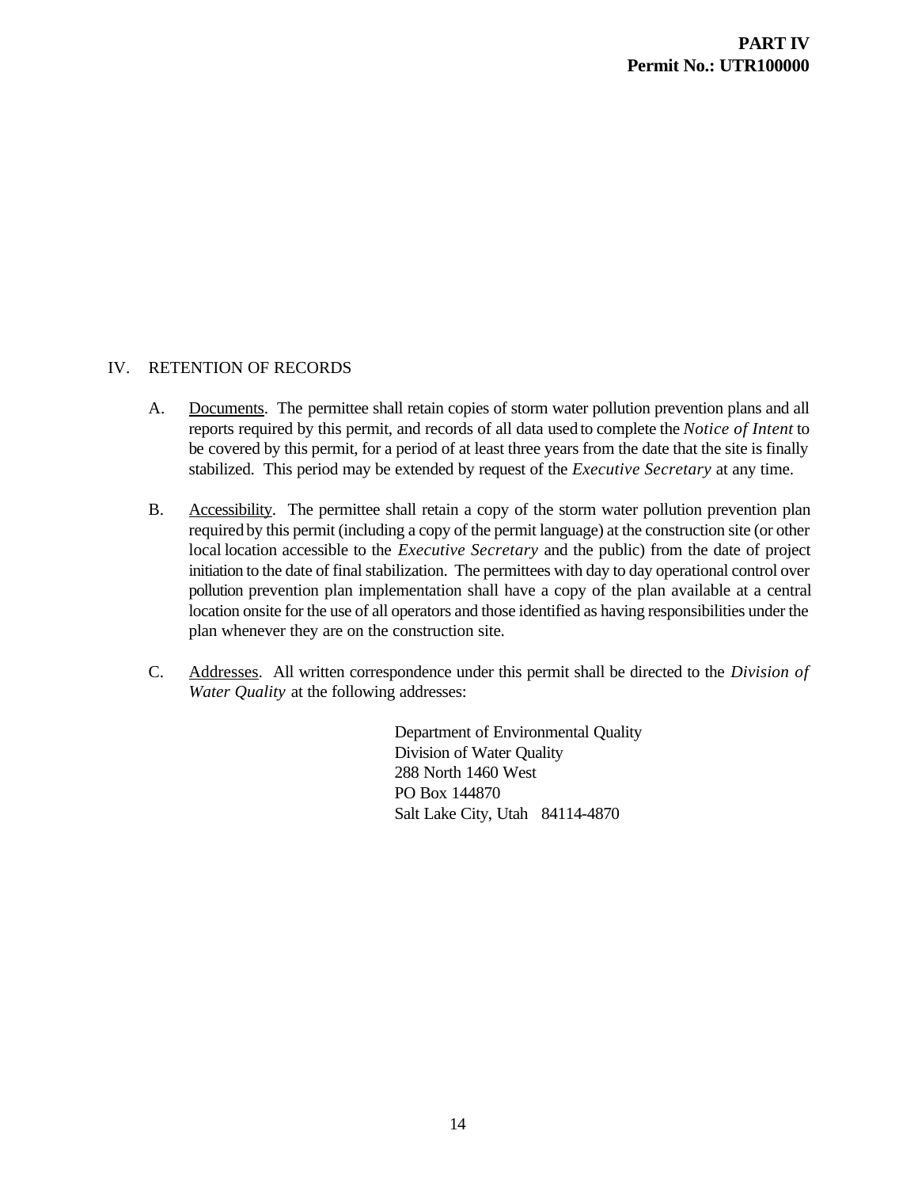# IV. RETENTION OF RECORDS

A. Documents. The permittee shall retain copies of storm water pollution prevention plans and all reports required by this permit, and records of all data used to complete the *Notice of Intent* to be covered by this permit, for a period of at least three years from the date that the site is finally stabilized. This period may be extended by request of the *Executive Secretary* at any time.

B. Accessibility. The permittee shall retain a copy of the storm water pollution prevention plan required by this permit (including a copy of the permit language) at the construction site (or other local location accessible to the *Executive Secretary* and the public) from the date of project initiation to the date of final stabilization. The permittees with day to day operational control over pollution prevention plan implementation shall have a copy of the plan available at a central location onsite for the use of all operators and those identified as having responsibilities under the plan whenever they are on the construction site.

C. Addresses. All written correspondence under this permit shall be directed to the *Division of Water Quality* at the following addresses:

Department of Environmental Quality
Division of Water Quality
288 North 1460 West
PO Box 144870
Salt Lake City, Utah 84114-4870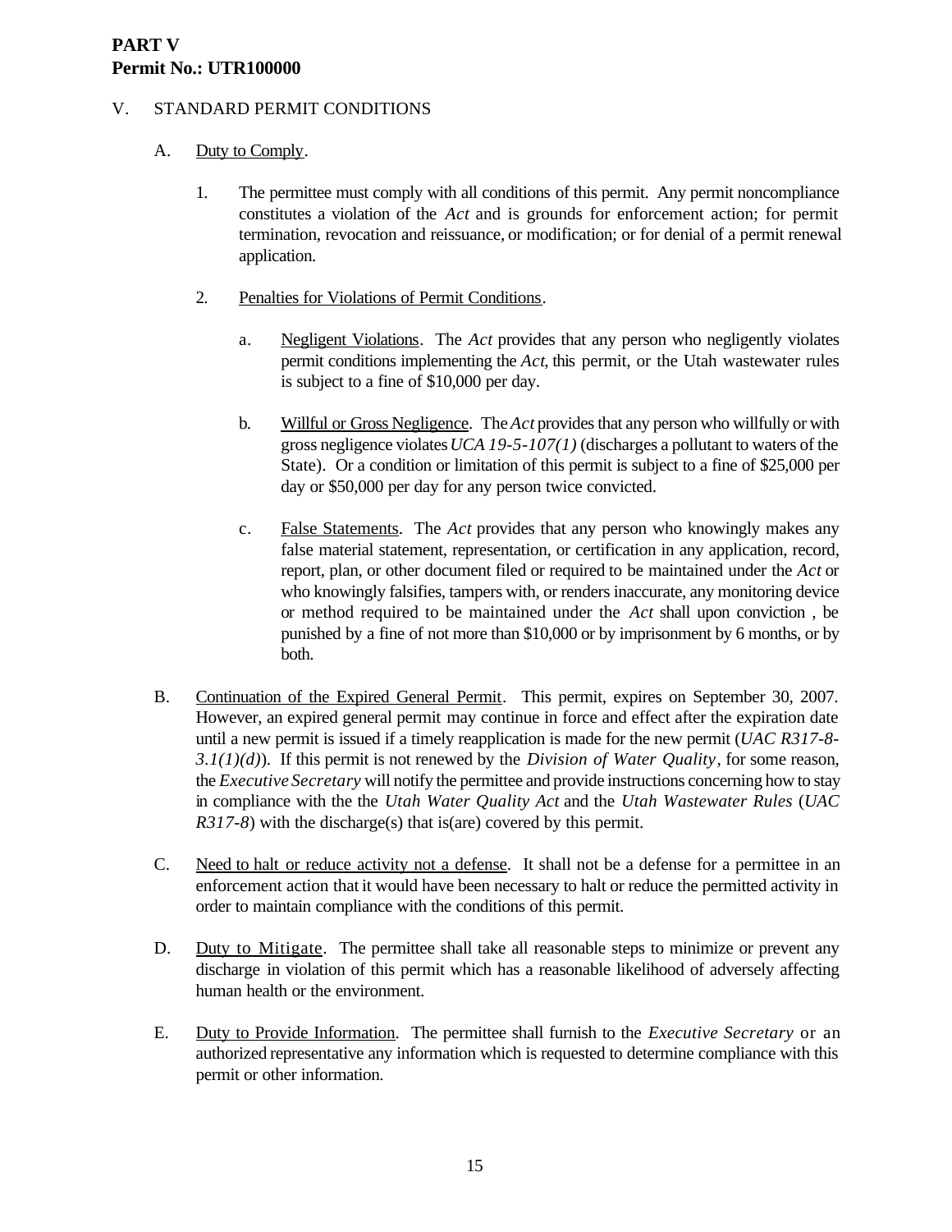**PART V**
**Permit No.: UTR100000**

V. STANDARD PERMIT CONDITIONS

A. Duty to Comply.

1. The permittee must comply with all conditions of this permit. Any permit noncompliance constitutes a violation of the *Act* and is grounds for enforcement action; for permit termination, revocation and reissuance, or modification; or for denial of a permit renewal application.

2. Penalties for Violations of Permit Conditions.

   a. Negligent Violations. The *Act* provides that any person who negligently violates permit conditions implementing the *Act*, this permit, or the Utah wastewater rules is subject to a fine of $10,000 per day.

   b. Willful or Gross Negligence. The *Act* provides that any person who willfully or with gross negligence violates *UCA 19-5-107(1)* (discharges a pollutant to waters of the State). Or a condition or limitation of this permit is subject to a fine of $25,000 per day or $50,000 per day for any person twice convicted.

   c. False Statements. The *Act* provides that any person who knowingly makes any false material statement, representation, or certification in any application, record, report, plan, or other document filed or required to be maintained under the *Act* or who knowingly falsifies, tampers with, or renders inaccurate, any monitoring device or method required to be maintained under the *Act* shall upon conviction , be punished by a fine of not more than $10,000 or by imprisonment by 6 months, or by both.

B. Continuation of the Expired General Permit. This permit, expires on September 30, 2007. However, an expired general permit may continue in force and effect after the expiration date until a new permit is issued if a timely reapplication is made for the new permit (*UAC R317-8-3.1(1)(d)*). If this permit is not renewed by the *Division of Water Quality*, for some reason, the *Executive Secretary* will notify the permittee and provide instructions concerning how to stay in compliance with the the *Utah Water Quality Act* and the *Utah Wastewater Rules* (*UAC R317-8*) with the discharge(s) that is(are) covered by this permit.

C. Need to halt or reduce activity not a defense. It shall not be a defense for a permittee in an enforcement action that it would have been necessary to halt or reduce the permitted activity in order to maintain compliance with the conditions of this permit.

D. Duty to Mitigate. The permittee shall take all reasonable steps to minimize or prevent any discharge in violation of this permit which has a reasonable likelihood of adversely affecting human health or the environment.

E. Duty to Provide Information. The permittee shall furnish to the *Executive Secretary* or an authorized representative any information which is requested to determine compliance with this permit or other information.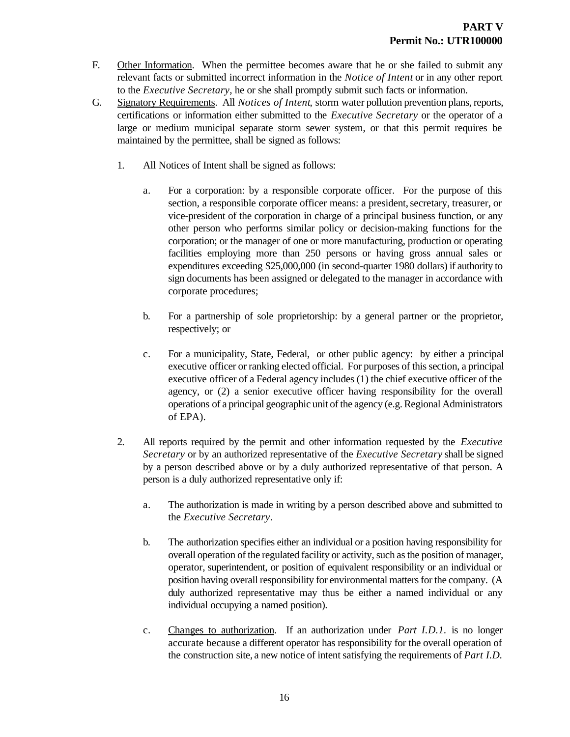F. Underline: Other Information. When the permittee becomes aware that he or she failed to submit any relevant facts or submitted incorrect information in the *Notice of Intent* or in any other report to the *Executive Secretary*, he or she shall promptly submit such facts or information.

G. Signatory Requirements. All *Notices of Intent*, storm water pollution prevention plans, reports, certifications or information either submitted to the *Executive Secretary* or the operator of a large or medium municipal separate storm sewer system, or that this permit requires be maintained by the permittee, shall be signed as follows:

1. All Notices of Intent shall be signed as follows:

   a. For a corporation: by a responsible corporate officer. For the purpose of this section, a responsible corporate officer means: a president, secretary, treasurer, or vice-president of the corporation in charge of a principal business function, or any other person who performs similar policy or decision-making functions for the corporation; or the manager of one or more manufacturing, production or operating facilities employing more than 250 persons or having gross annual sales or expenditures exceeding $25,000,000 (in second-quarter 1980 dollars) if authority to sign documents has been assigned or delegated to the manager in accordance with corporate procedures;

   b. For a partnership of sole proprietorship: by a general partner or the proprietor, respectively; or

   c. For a municipality, State, Federal, or other public agency: by either a principal executive officer or ranking elected official. For purposes of this section, a principal executive officer of a Federal agency includes (1) the chief executive officer of the agency, or (2) a senior executive officer having responsibility for the overall operations of a principal geographic unit of the agency (e.g. Regional Administrators of EPA).

2. All reports required by the permit and other information requested by the *Executive Secretary* or by an authorized representative of the *Executive Secretary* shall be signed by a person described above or by a duly authorized representative of that person. A person is a duly authorized representative only if:

   a. The authorization is made in writing by a person described above and submitted to the *Executive Secretary*.

   b. The authorization specifies either an individual or a position having responsibility for overall operation of the regulated facility or activity, such as the position of manager, operator, superintendent, or position of equivalent responsibility or an individual or position having overall responsibility for environmental matters for the company. (A duly authorized representative may thus be either a named individual or any individual occupying a named position).

   c. Changes to authorization. If an authorization under *Part I.D.1.* is no longer accurate because a different operator has responsibility for the overall operation of the construction site, a new notice of intent satisfying the requirements of *Part I.D.*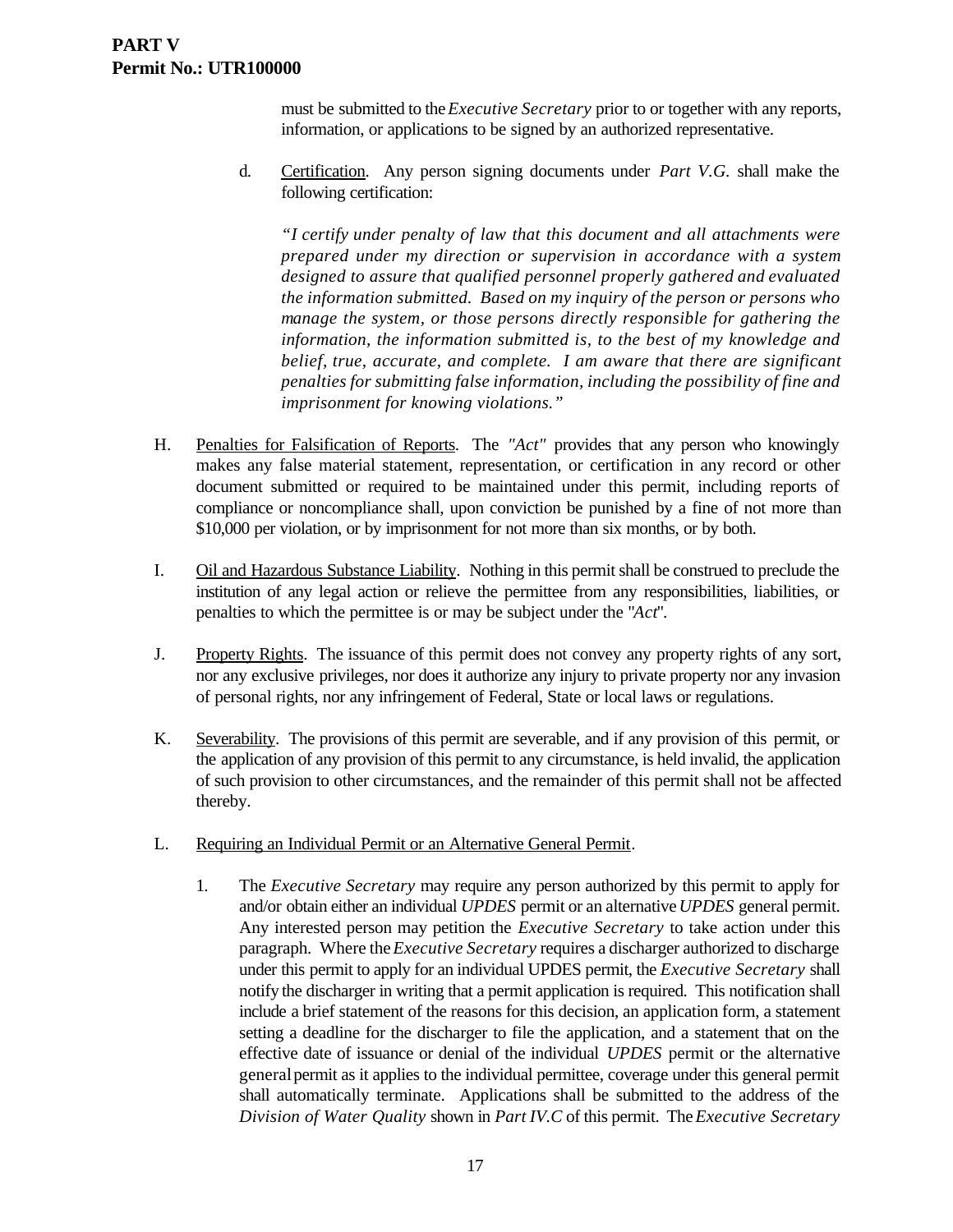must be submitted to the *Executive Secretary* prior to or together with any reports, information, or applications to be signed by an authorized representative.

d. Certification. Any person signing documents under *Part V.G.* shall make the following certification:

*"I certify under penalty of law that this document and all attachments were prepared under my direction or supervision in accordance with a system designed to assure that qualified personnel properly gathered and evaluated the information submitted. Based on my inquiry of the person or persons who manage the system, or those persons directly responsible for gathering the information, the information submitted is, to the best of my knowledge and belief, true, accurate, and complete. I am aware that there are significant penalties for submitting false information, including the possibility of fine and imprisonment for knowing violations."*

H. Penalties for Falsification of Reports. The *"Act"* provides that any person who knowingly makes any false material statement, representation, or certification in any record or other document submitted or required to be maintained under this permit, including reports of compliance or noncompliance shall, upon conviction be punished by a fine of not more than $10,000 per violation, or by imprisonment for not more than six months, or by both.

I. Oil and Hazardous Substance Liability. Nothing in this permit shall be construed to preclude the institution of any legal action or relieve the permittee from any responsibilities, liabilities, or penalties to which the permittee is or may be subject under the "*Act*".

J. Property Rights. The issuance of this permit does not convey any property rights of any sort, nor any exclusive privileges, nor does it authorize any injury to private property nor any invasion of personal rights, nor any infringement of Federal, State or local laws or regulations.

K. Severability. The provisions of this permit are severable, and if any provision of this permit, or the application of any provision of this permit to any circumstance, is held invalid, the application of such provision to other circumstances, and the remainder of this permit shall not be affected thereby.

L. Requiring an Individual Permit or an Alternative General Permit.

1. The *Executive Secretary* may require any person authorized by this permit to apply for and/or obtain either an individual *UPDES* permit or an alternative *UPDES* general permit. Any interested person may petition the *Executive Secretary* to take action under this paragraph. Where the *Executive Secretary* requires a discharger authorized to discharge under this permit to apply for an individual UPDES permit, the *Executive Secretary* shall notify the discharger in writing that a permit application is required. This notification shall include a brief statement of the reasons for this decision, an application form, a statement setting a deadline for the discharger to file the application, and a statement that on the effective date of issuance or denial of the individual *UPDES* permit or the alternative general permit as it applies to the individual permittee, coverage under this general permit shall automatically terminate. Applications shall be submitted to the address of the *Division of Water Quality* shown in *Part IV.C* of this permit. The *Executive Secretary*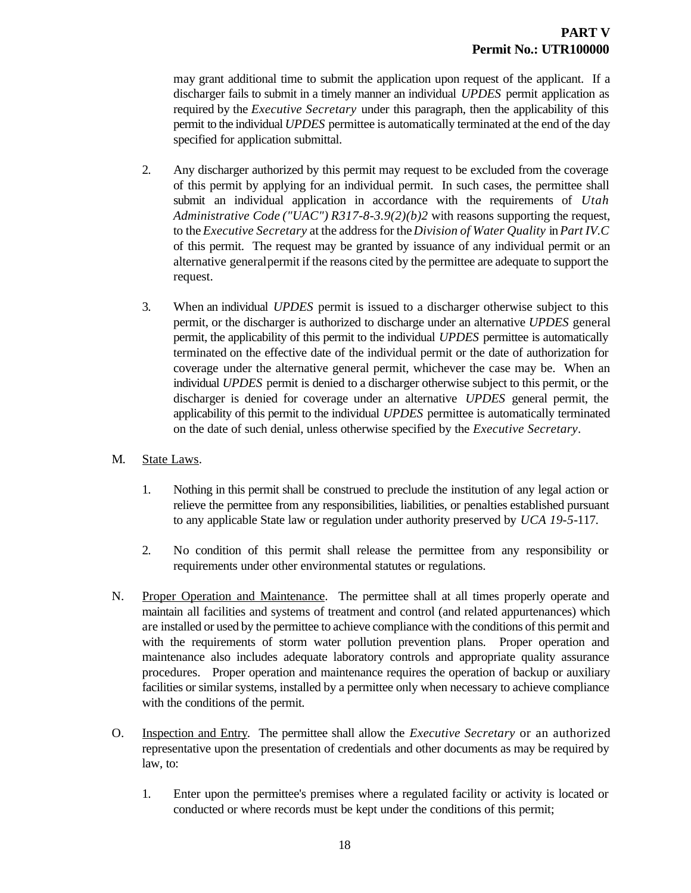may grant additional time to submit the application upon request of the applicant. If a discharger fails to submit in a timely manner an individual *UPDES* permit application as required by the *Executive Secretary* under this paragraph, then the applicability of this permit to the individual *UPDES* permittee is automatically terminated at the end of the day specified for application submittal.

2. Any discharger authorized by this permit may request to be excluded from the coverage of this permit by applying for an individual permit. In such cases, the permittee shall submit an individual application in accordance with the requirements of *Utah Administrative Code ("UAC") R317-8-3.9(2)(b)2* with reasons supporting the request, to the *Executive Secretary* at the address for the *Division of Water Quality* in *Part IV.C* of this permit. The request may be granted by issuance of any individual permit or an alternative general permit if the reasons cited by the permittee are adequate to support the request.

3. When an individual *UPDES* permit is issued to a discharger otherwise subject to this permit, or the discharger is authorized to discharge under an alternative *UPDES* general permit, the applicability of this permit to the individual *UPDES* permittee is automatically terminated on the effective date of the individual permit or the date of authorization for coverage under the alternative general permit, whichever the case may be. When an individual *UPDES* permit is denied to a discharger otherwise subject to this permit, or the discharger is denied for coverage under an alternative *UPDES* general permit, the applicability of this permit to the individual *UPDES* permittee is automatically terminated on the date of such denial, unless otherwise specified by the *Executive Secretary*.

M. State Laws.

1. Nothing in this permit shall be construed to preclude the institution of any legal action or relieve the permittee from any responsibilities, liabilities, or penalties established pursuant to any applicable State law or regulation under authority preserved by *UCA 19-5*-117.

2. No condition of this permit shall release the permittee from any responsibility or requirements under other environmental statutes or regulations.

N. Proper Operation and Maintenance. The permittee shall at all times properly operate and maintain all facilities and systems of treatment and control (and related appurtenances) which are installed or used by the permittee to achieve compliance with the conditions of this permit and with the requirements of storm water pollution prevention plans. Proper operation and maintenance also includes adequate laboratory controls and appropriate quality assurance procedures. Proper operation and maintenance requires the operation of backup or auxiliary facilities or similar systems, installed by a permittee only when necessary to achieve compliance with the conditions of the permit.

O. Inspection and Entry. The permittee shall allow the *Executive Secretary* or an authorized representative upon the presentation of credentials and other documents as may be required by law, to:

1. Enter upon the permittee's premises where a regulated facility or activity is located or conducted or where records must be kept under the conditions of this permit;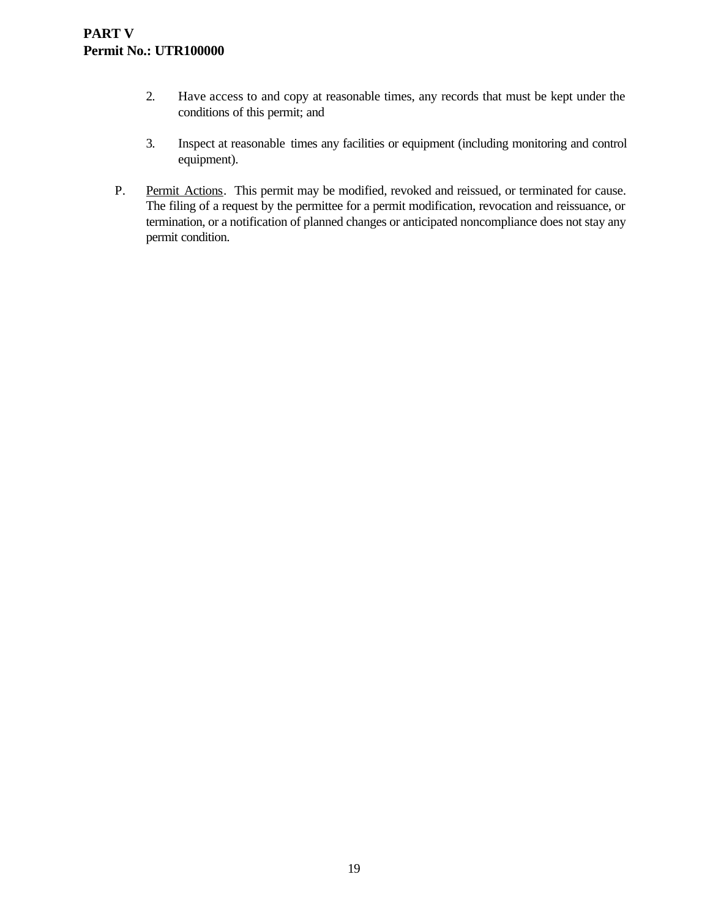2. Have access to and copy at reasonable times, any records that must be kept under the conditions of this permit; and

3. Inspect at reasonable times any facilities or equipment (including monitoring and control equipment).

P. Permit Actions. This permit may be modified, revoked and reissued, or terminated for cause. The filing of a request by the permittee for a permit modification, revocation and reissuance, or termination, or a notification of planned changes or anticipated noncompliance does not stay any permit condition.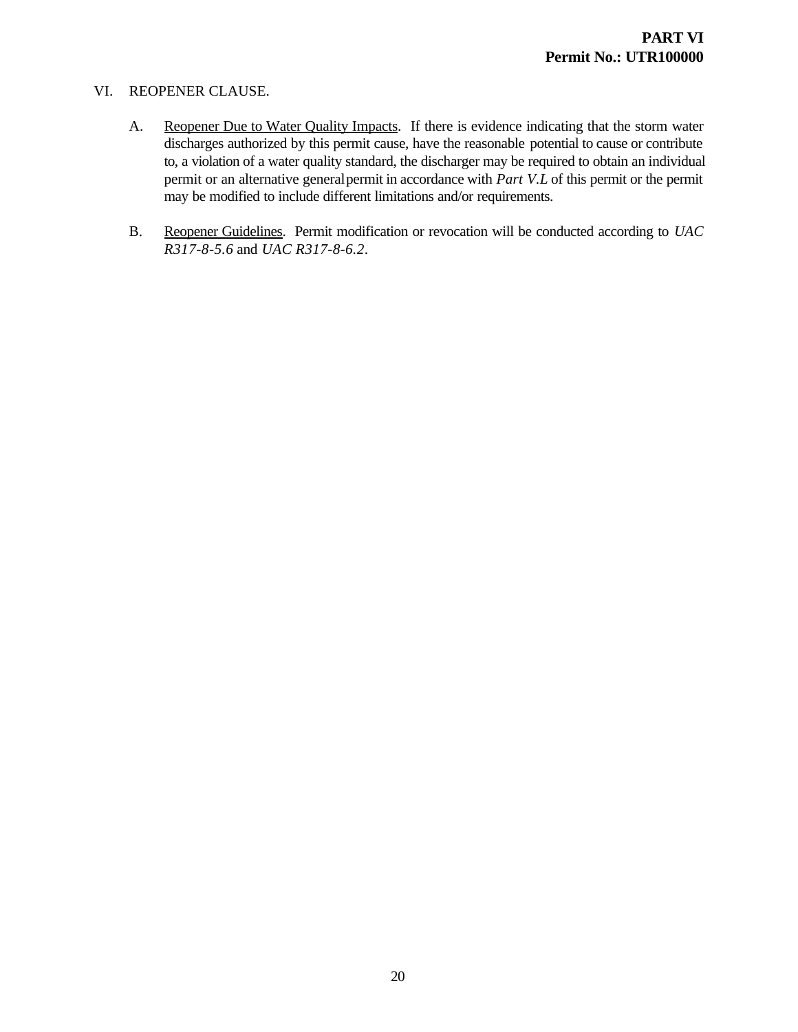# VI. REOPENER CLAUSE.

A. Reopener Due to Water Quality Impacts. If there is evidence indicating that the storm water discharges authorized by this permit cause, have the reasonable potential to cause or contribute to, a violation of a water quality standard, the discharger may be required to obtain an individual permit or an alternative general permit in accordance with *Part V.L* of this permit or the permit may be modified to include different limitations and/or requirements.

B. Reopener Guidelines. Permit modification or revocation will be conducted according to *UAC R317-8-5.6* and *UAC R317-8-6.2*.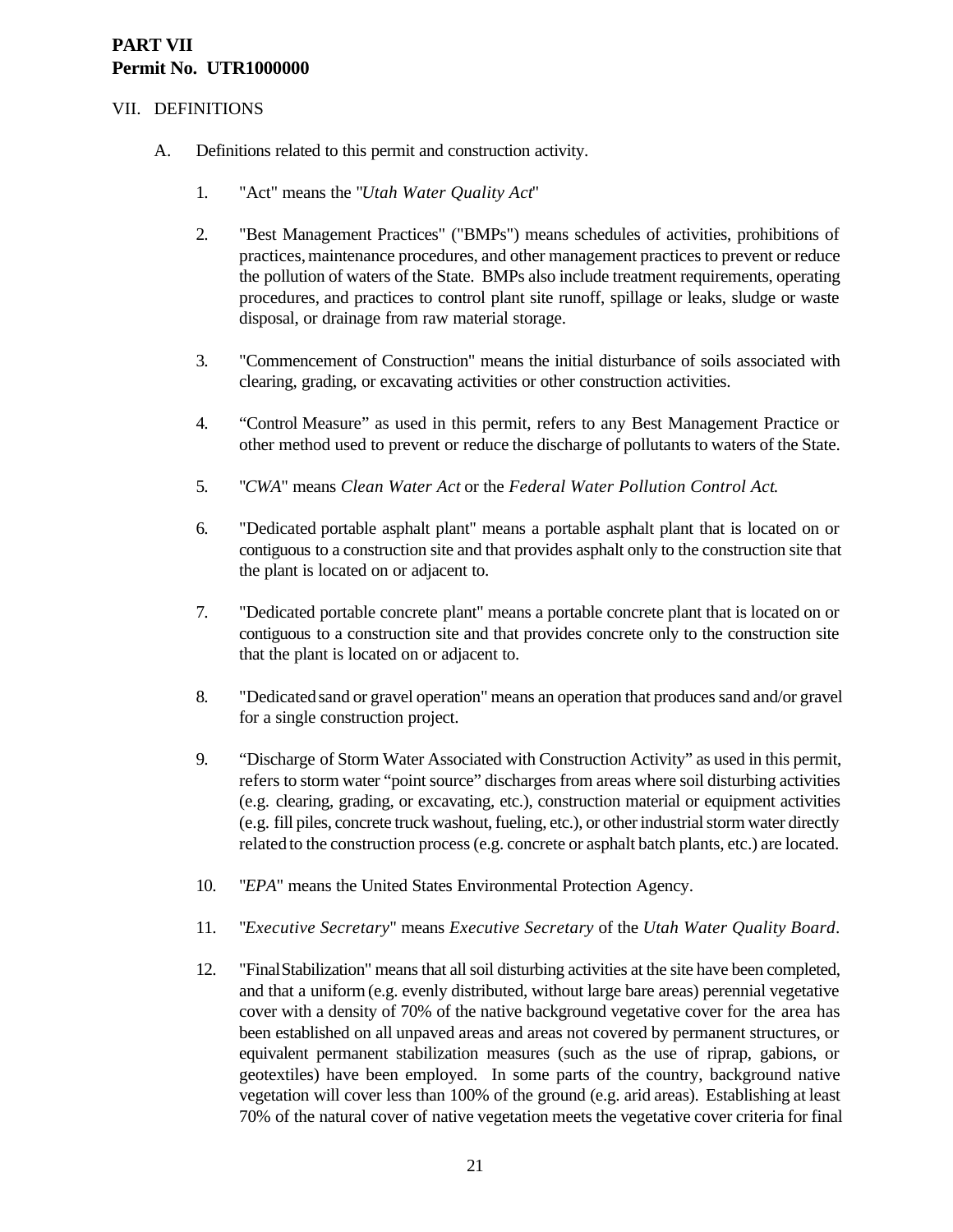**PART VII**
**Permit No. UTR1000000**

VII. DEFINITIONS

A. Definitions related to this permit and construction activity.

1. "Act" means the "*Utah Water Quality Act*"

2. "Best Management Practices" ("BMPs") means schedules of activities, prohibitions of practices, maintenance procedures, and other management practices to prevent or reduce the pollution of waters of the State. BMPs also include treatment requirements, operating procedures, and practices to control plant site runoff, spillage or leaks, sludge or waste disposal, or drainage from raw material storage.

3. "Commencement of Construction" means the initial disturbance of soils associated with clearing, grading, or excavating activities or other construction activities.

4. "Control Measure" as used in this permit, refers to any Best Management Practice or other method used to prevent or reduce the discharge of pollutants to waters of the State.

5. "*CWA*" means *Clean Water Act* or the *Federal Water Pollution Control Act*.

6. "Dedicated portable asphalt plant" means a portable asphalt plant that is located on or contiguous to a construction site and that provides asphalt only to the construction site that the plant is located on or adjacent to.

7. "Dedicated portable concrete plant" means a portable concrete plant that is located on or contiguous to a construction site and that provides concrete only to the construction site that the plant is located on or adjacent to.

8. "Dedicated sand or gravel operation" means an operation that produces sand and/or gravel for a single construction project.

9. "Discharge of Storm Water Associated with Construction Activity" as used in this permit, refers to storm water "point source" discharges from areas where soil disturbing activities (e.g. clearing, grading, or excavating, etc.), construction material or equipment activities (e.g. fill piles, concrete truck washout, fueling, etc.), or other industrial storm water directly related to the construction process (e.g. concrete or asphalt batch plants, etc.) are located.

10. "*EPA*" means the United States Environmental Protection Agency.

11. "*Executive Secretary*" means *Executive Secretary* of the *Utah Water Quality Board*.

12. "Final Stabilization" means that all soil disturbing activities at the site have been completed, and that a uniform (e.g. evenly distributed, without large bare areas) perennial vegetative cover with a density of 70% of the native background vegetative cover for the area has been established on all unpaved areas and areas not covered by permanent structures, or equivalent permanent stabilization measures (such as the use of riprap, gabions, or geotextiles) have been employed. In some parts of the country, background native vegetation will cover less than 100% of the ground (e.g. arid areas). Establishing at least 70% of the natural cover of native vegetation meets the vegetative cover criteria for final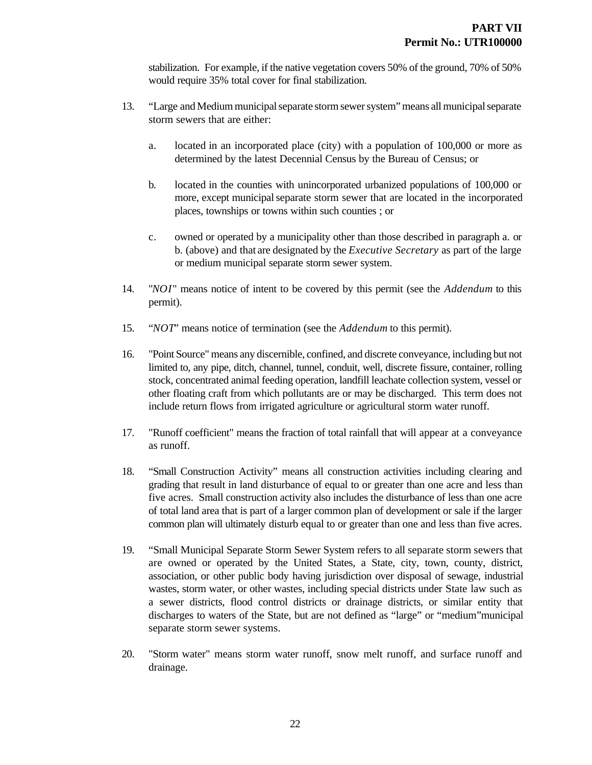stabilization. For example, if the native vegetation covers 50% of the ground, 70% of 50% would require 35% total cover for final stabilization.

13. “Large and Medium municipal separate storm sewer system” means all municipal separate storm sewers that are either:

    a. located in an incorporated place (city) with a population of 100,000 or more as determined by the latest Decennial Census by the Bureau of Census; or

    b. located in the counties with unincorporated urbanized populations of 100,000 or more, except municipal separate storm sewer that are located in the incorporated places, townships or towns within such counties ; or

    c. owned or operated by a municipality other than those described in paragraph a. or b. (above) and that are designated by the *Executive Secretary* as part of the large or medium municipal separate storm sewer system.

14. "*NOI*" means notice of intent to be covered by this permit (see the *Addendum* to this permit).

15. “*NOT*” means notice of termination (see the *Addendum* to this permit).

16. "Point Source" means any discernible, confined, and discrete conveyance, including but not limited to, any pipe, ditch, channel, tunnel, conduit, well, discrete fissure, container, rolling stock, concentrated animal feeding operation, landfill leachate collection system, vessel or other floating craft from which pollutants are or may be discharged. This term does not include return flows from irrigated agriculture or agricultural storm water runoff.

17. "Runoff coefficient" means the fraction of total rainfall that will appear at a conveyance as runoff.

18. “Small Construction Activity” means all construction activities including clearing and grading that result in land disturbance of equal to or greater than one acre and less than five acres. Small construction activity also includes the disturbance of less than one acre of total land area that is part of a larger common plan of development or sale if the larger common plan will ultimately disturb equal to or greater than one and less than five acres.

19. “Small Municipal Separate Storm Sewer System refers to all separate storm sewers that are owned or operated by the United States, a State, city, town, county, district, association, or other public body having jurisdiction over disposal of sewage, industrial wastes, storm water, or other wastes, including special districts under State law such as a sewer districts, flood control districts or drainage districts, or similar entity that discharges to waters of the State, but are not defined as “large” or “medium”municipal separate storm sewer systems.

20. "Storm water" means storm water runoff, snow melt runoff, and surface runoff and drainage.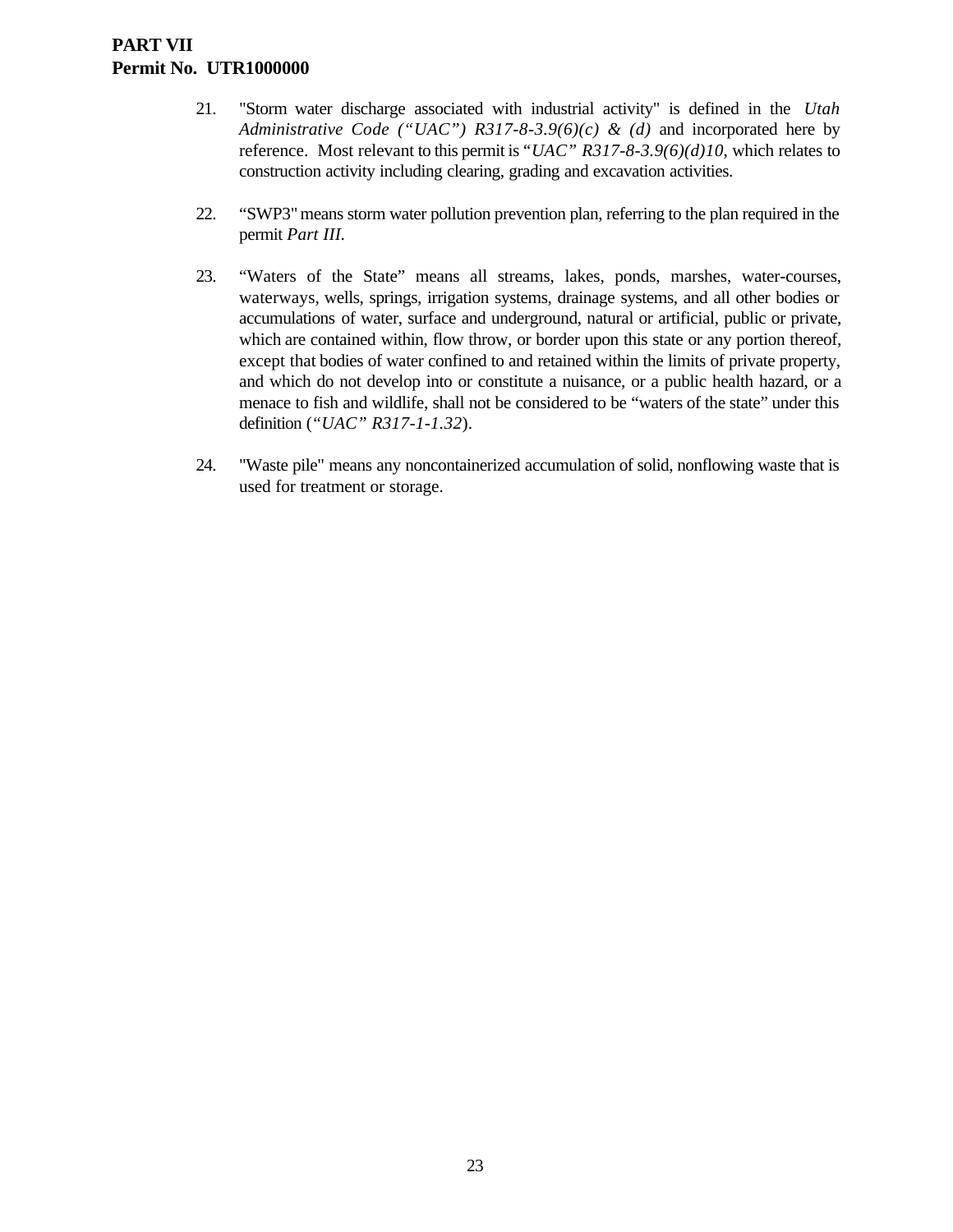21. "Storm water discharge associated with industrial activity" is defined in the *Utah Administrative Code ("UAC") R317-8-3.9(6)(c) & (d)* and incorporated here by reference. Most relevant to this permit is "*UAC" R317-8-3.9(6)(d)10*, which relates to construction activity including clearing, grading and excavation activities.

22. "SWP3" means storm water pollution prevention plan, referring to the plan required in the permit *Part III.*

23. "Waters of the State" means all streams, lakes, ponds, marshes, water-courses, waterways, wells, springs, irrigation systems, drainage systems, and all other bodies or accumulations of water, surface and underground, natural or artificial, public or private, which are contained within, flow throw, or border upon this state or any portion thereof, except that bodies of water confined to and retained within the limits of private property, and which do not develop into or constitute a nuisance, or a public health hazard, or a menace to fish and wildlife, shall not be considered to be "waters of the state" under this definition (*"UAC" R317-1-1.32*).

24. "Waste pile" means any noncontainerized accumulation of solid, nonflowing waste that is used for treatment or storage.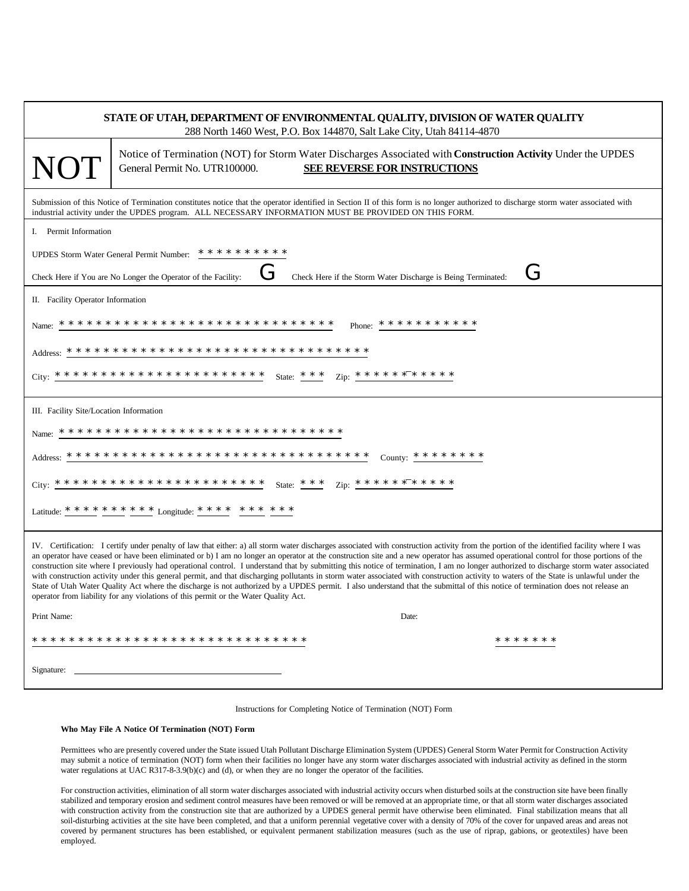**STATE OF UTAH, DEPARTMENT OF ENVIRONMENTAL QUALITY, DIVISION OF WATER QUALITY**
288 North 1460 West, P.O. Box 144870, Salt Lake City, Utah 84114-4870

# NOT

Notice of Termination (NOT) for Storm Water Discharges Associated with **Construction Activity** Under the UPDES General Permit No. UTR100000. **SEE REVERSE FOR INSTRUCTIONS**

Submission of this Notice of Termination constitutes notice that the operator identified in Section II of this form is no longer authorized to discharge storm water associated with industrial activity under the UPDES program. ALL NECESSARY INFORMATION MUST BE PROVIDED ON THIS FORM.

I. Permit Information

UPDES Storm Water General Permit Number: * * * * * * * * * *

Check Here if You are No Longer the Operator of the Facility: G Check Here if the Storm Water Discharge is Being Terminated: G

II. Facility Operator Information

Name: * * * * * * * * * * * * * * * * * * * * * * * * * * * * * * Phone: * * * * * * * * * * *

Address: * * * * * * * * * * * * * * * * * * * * * * * * * * * * * * * * * *

City: * * * * * * * * * * * * * * * * * * * * * * * State: * * * Zip: * * * * * - * * * * *

III. Facility Site/Location Information

Name: * * * * * * * * * * * * * * * * * * * * * * * * * * * * * * * *

Address: * * * * * * * * * * * * * * * * * * * * * * * * * * * * * * * * * County: * * * * * * * *

City: * * * * * * * * * * * * * * * * * * * * * * * State: * * * Zip: * * * * * - * * * * *

Latitude: * * * * * * * * * Longitude: * * * * * * * * * *

IV. Certification: I certify under penalty of law that either: a) all storm water discharges associated with construction activity from the portion of the identified facility where I was an operator have ceased or have been eliminated or b) I am no longer an operator at the construction site and a new operator has assumed operational control for those portions of the construction site where I previously had operational control. I understand that by submitting this notice of termination, I am no longer authorized to discharge storm water associated with construction activity under this general permit, and that discharging pollutants in storm water associated with construction activity to waters of the State is unlawful under the State of Utah Water Quality Act where the discharge is not authorized by a UPDES permit. I also understand that the submittal of this notice of termination does not release an operator from liability for any violations of this permit or the Water Quality Act.

Print Name: * * * * * * * * * * * * * * * * * * * * * * * * * * * * * *

Date: * * * * * * *

Signature: ____________________

Instructions for Completing Notice of Termination (NOT) Form

**Who May File A Notice Of Termination (NOT) Form**

Permittees who are presently covered under the State issued Utah Pollutant Discharge Elimination System (UPDES) General Storm Water Permit for Construction Activity may submit a notice of termination (NOT) form when their facilities no longer have any storm water discharges associated with industrial activity as defined in the storm water regulations at UAC R317-8-3.9(b)(c) and (d), or when they are no longer the operator of the facilities.

For construction activities, elimination of all storm water discharges associated with industrial activity occurs when disturbed soils at the construction site have been finally stabilized and temporary erosion and sediment control measures have been removed or will be removed at an appropriate time, or that all storm water discharges associated with construction activity from the construction site that are authorized by a UPDES general permit have otherwise been eliminated. Final stabilization means that all soil-disturbing activities at the site have been completed, and that a uniform perennial vegetative cover with a density of 70% of the cover for unpaved areas and areas not covered by permanent structures has been established, or equivalent permanent stabilization measures (such as the use of riprap, gabions, or geotextiles) have been employed.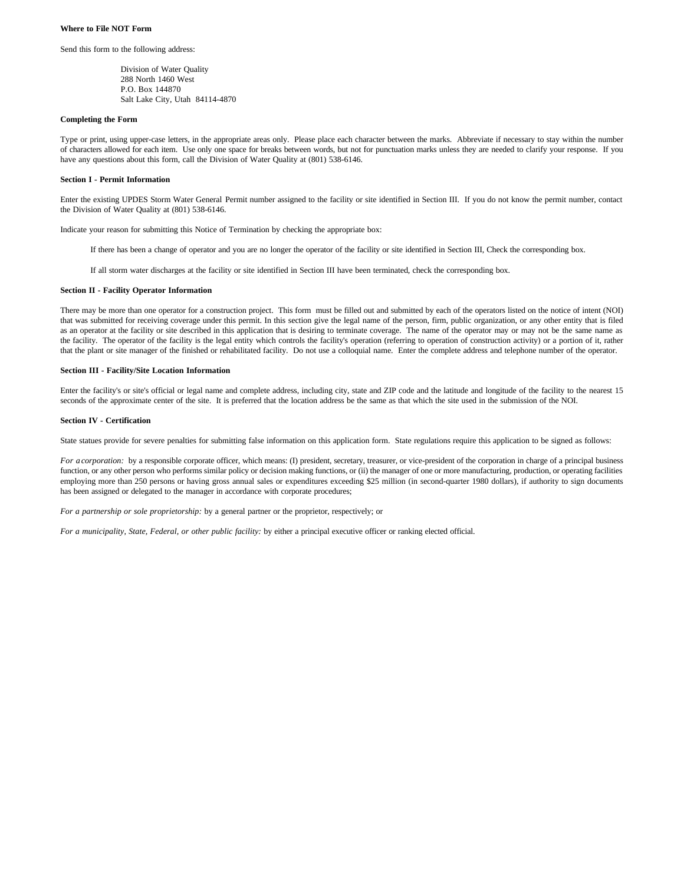**Where to File NOT Form**

Send this form to the following address:

Division of Water Quality
288 North 1460 West
P.O. Box 144870
Salt Lake City, Utah 84114-4870

**Completing the Form**

Type or print, using upper-case letters, in the appropriate areas only. Please place each character between the marks. Abbreviate if necessary to stay within the number of characters allowed for each item. Use only one space for breaks between words, but not for punctuation marks unless they are needed to clarify your response. If you have any questions about this form, call the Division of Water Quality at (801) 538-6146.

**Section I - Permit Information**

Enter the existing UPDES Storm Water General Permit number assigned to the facility or site identified in Section III. If you do not know the permit number, contact the Division of Water Quality at (801) 538-6146.

Indicate your reason for submitting this Notice of Termination by checking the appropriate box:

If there has been a change of operator and you are no longer the operator of the facility or site identified in Section III, Check the corresponding box.

If all storm water discharges at the facility or site identified in Section III have been terminated, check the corresponding box.

**Section II - Facility Operator Information**

There may be more than one operator for a construction project. This form must be filled out and submitted by each of the operators listed on the notice of intent (NOI) that was submitted for receiving coverage under this permit. In this section give the legal name of the person, firm, public organization, or any other entity that is filed as an operator at the facility or site described in this application that is desiring to terminate coverage. The name of the operator may or may not be the same name as the facility. The operator of the facility is the legal entity which controls the facility's operation (referring to operation of construction activity) or a portion of it, rather that the plant or site manager of the finished or rehabilitated facility. Do not use a colloquial name. Enter the complete address and telephone number of the operator.

**Section III - Facility/Site Location Information**

Enter the facility's or site's official or legal name and complete address, including city, state and ZIP code and the latitude and longitude of the facility to the nearest 15 seconds of the approximate center of the site. It is preferred that the location address be the same as that which the site used in the submission of the NOI.

**Section IV - Certification**

State statues provide for severe penalties for submitting false information on this application form. State regulations require this application to be signed as follows:

*For a corporation:* by a responsible corporate officer, which means: (I) president, secretary, treasurer, or vice-president of the corporation in charge of a principal business function, or any other person who performs similar policy or decision making functions, or (ii) the manager of one or more manufacturing, production, or operating facilities employing more than 250 persons or having gross annual sales or expenditures exceeding $25 million (in second-quarter 1980 dollars), if authority to sign documents has been assigned or delegated to the manager in accordance with corporate procedures;

*For a partnership or sole proprietorship:* by a general partner or the proprietor, respectively; or

*For a municipality, State, Federal, or other public facility:* by either a principal executive officer or ranking elected official.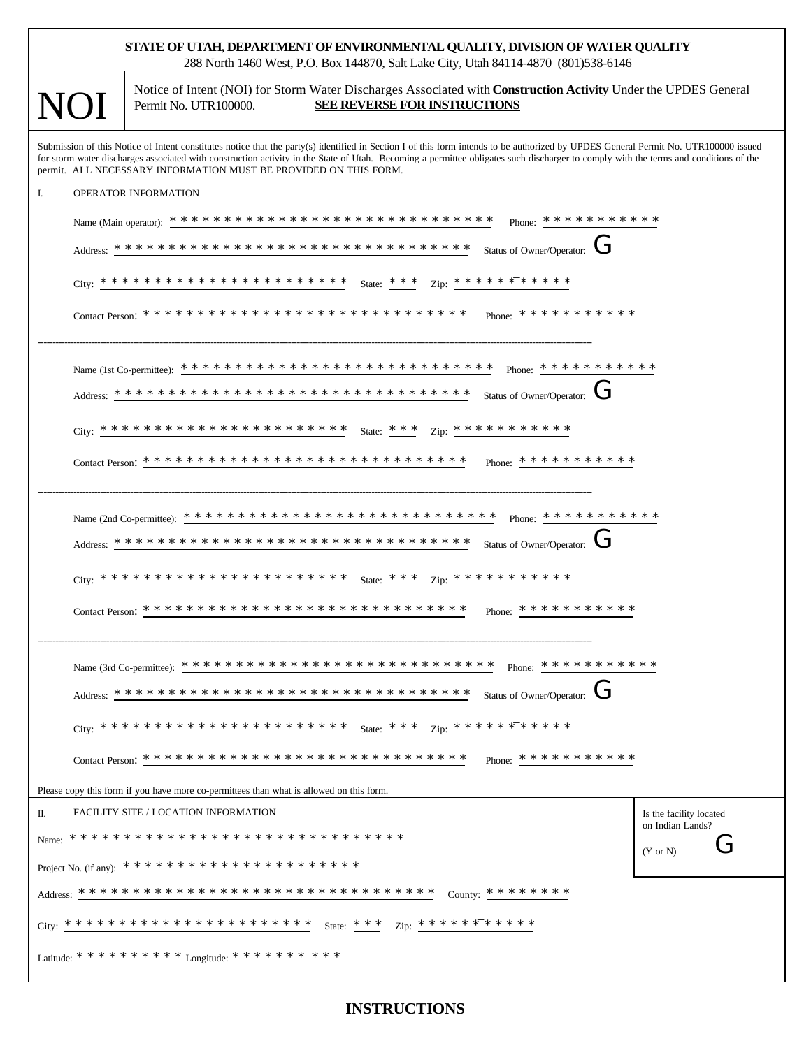**STATE OF UTAH, DEPARTMENT OF ENVIRONMENTAL QUALITY, DIVISION OF WATER QUALITY**
288 North 1460 West, P.O. Box 144870, Salt Lake City, Utah 84114-4870 (801)538-6146

# NOI

Notice of Intent (NOI) for Storm Water Discharges Associated with **Construction Activity** Under the UPDES General Permit No. UTR100000. **SEE REVERSE FOR INSTRUCTIONS**

Submission of this Notice of Intent constitutes notice that the party(s) identified in Section I of this form intends to be authorized by UPDES General Permit No. UTR100000 issued for storm water discharges associated with construction activity in the State of Utah. Becoming a permittee obligates such discharger to comply with the terms and conditions of the permit. ALL NECESSARY INFORMATION MUST BE PROVIDED ON THIS FORM.

I. OPERATOR INFORMATION

Name (Main operator): * * * * * * * * * * * * * * * * * * * * * * * * * * * * * * Phone: * * * * * * * * * * *

Address: * * * * * * * * * * * * * * * * * * * * * * * * * * * * * * * * * * Status of Owner/Operator: G

City: * * * * * * * * * * * * * * * * * * * * * * * * State: * * * Zip: * * * * * - * * * * *

Contact Person: * * * * * * * * * * * * * * * * * * * * * * * * * * * * * * * * Phone: * * * * * * * * * * *

---

Name (1st Co-permittee): * * * * * * * * * * * * * * * * * * * * * * * * * * * * * * Phone: * * * * * * * * * * *

Address: * * * * * * * * * * * * * * * * * * * * * * * * * * * * * * * * * * Status of Owner/Operator: G

City: * * * * * * * * * * * * * * * * * * * * * * * * State: * * * Zip: * * * * * - * * * * *

Contact Person: * * * * * * * * * * * * * * * * * * * * * * * * * * * * * * * * Phone: * * * * * * * * * * *

---

Name (2nd Co-permittee): * * * * * * * * * * * * * * * * * * * * * * * * * * * * * * Phone: * * * * * * * * * * *

Address: * * * * * * * * * * * * * * * * * * * * * * * * * * * * * * * * * * Status of Owner/Operator: G

City: * * * * * * * * * * * * * * * * * * * * * * * * State: * * * Zip: * * * * * - * * * * *

Contact Person: * * * * * * * * * * * * * * * * * * * * * * * * * * * * * * * * Phone: * * * * * * * * * * *

---

Name (3rd Co-permittee): * * * * * * * * * * * * * * * * * * * * * * * * * * * * * * Phone: * * * * * * * * * * *

Address: * * * * * * * * * * * * * * * * * * * * * * * * * * * * * * * * * * Status of Owner/Operator: G

City: * * * * * * * * * * * * * * * * * * * * * * * * State: * * * Zip: * * * * * - * * * * *

Contact Person: * * * * * * * * * * * * * * * * * * * * * * * * * * * * * * * * Phone: * * * * * * * * * * *

Please copy this form if you have more co-permittees than what is allowed on this form.

II. FACILITY SITE / LOCATION INFORMATION

Is the facility located on Indian Lands? (Y or N) G

Name: * * * * * * * * * * * * * * * * * * * * * * * * * * * * * * * *

Project No. (if any): * * * * * * * * * * * * * * * * * * * * * *

Address: * * * * * * * * * * * * * * * * * * * * * * * * * * * * * * * * * * * County: * * * * * * * *

City: * * * * * * * * * * * * * * * * * * * * * * * * State: * * * Zip: * * * * * - * * * * *

Latitude: * * * * * * * * * * Longitude: * * * * * * * * * *

## INSTRUCTIONS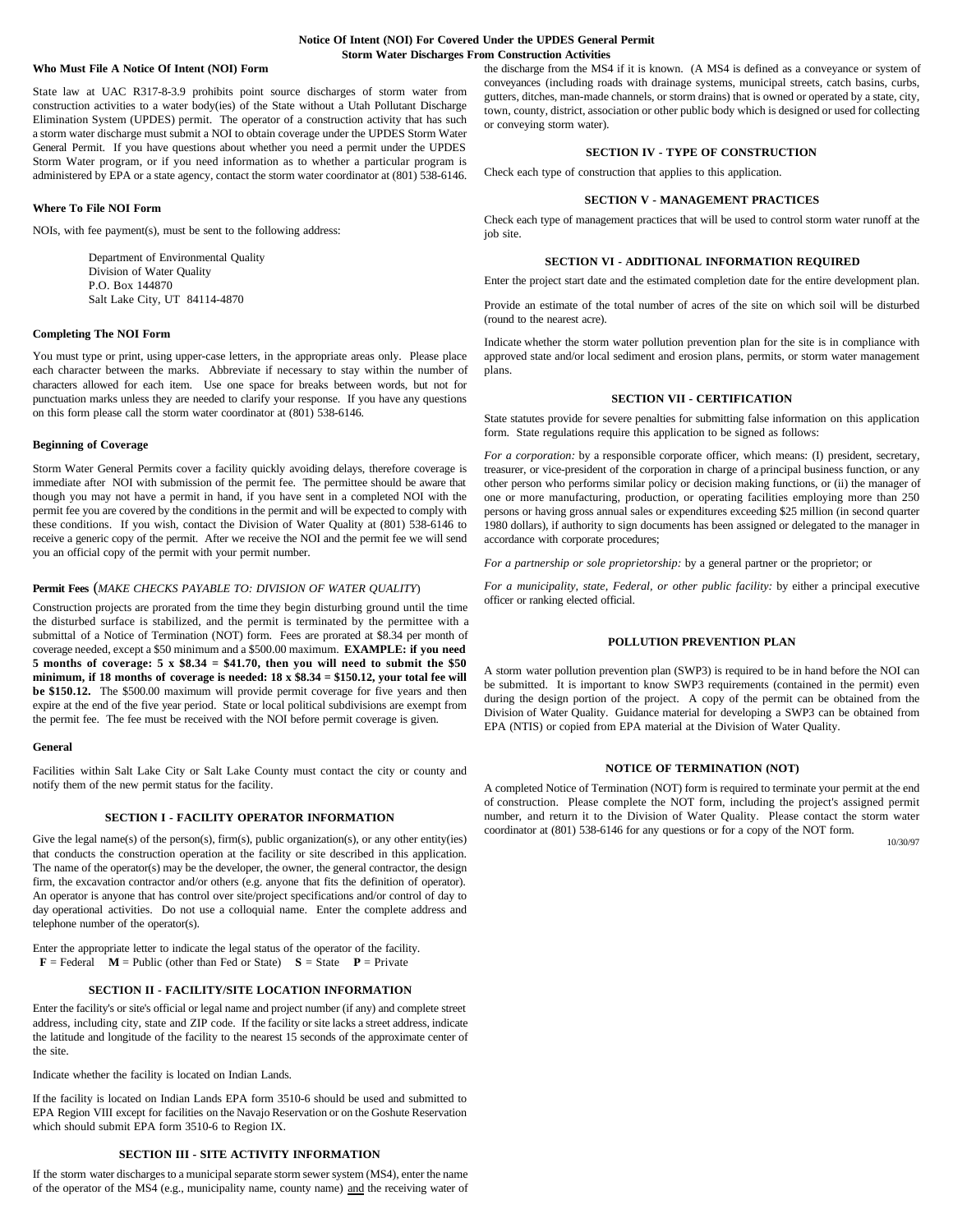# Notice Of Intent (NOI) For Covered Under the UPDES General Permit Storm Water Discharges From Construction Activities

**Who Must File A Notice Of Intent (NOI) Form**

State law at UAC R317-8-3.9 prohibits point source discharges of storm water from construction activities to a water body(ies) of the State without a Utah Pollutant Discharge Elimination System (UPDES) permit. The operator of a construction activity that has such a storm water discharge must submit a NOI to obtain coverage under the UPDES Storm Water General Permit. If you have questions about whether you need a permit under the UPDES Storm Water program, or if you need information as to whether a particular program is administered by EPA or a state agency, contact the storm water coordinator at (801) 538-6146.

**Where To File NOI Form**

NOIs, with fee payment(s), must be sent to the following address:

Department of Environmental Quality
Division of Water Quality
P.O. Box 144870
Salt Lake City, UT 84114-4870

**Completing The NOI Form**

You must type or print, using upper-case letters, in the appropriate areas only. Please place each character between the marks. Abbreviate if necessary to stay within the number of characters allowed for each item. Use one space for breaks between words, but not for punctuation marks unless they are needed to clarify your response. If you have any questions on this form please call the storm water coordinator at (801) 538-6146.

**Beginning of Coverage**

Storm Water General Permits cover a facility quickly avoiding delays, therefore coverage is immediate after NOI with submission of the permit fee. The permittee should be aware that though you may not have a permit in hand, if you have sent in a completed NOI with the permit fee you are covered by the conditions in the permit and will be expected to comply with these conditions. If you wish, contact the Division of Water Quality at (801) 538-6146 to receive a generic copy of the permit. After we receive the NOI and the permit fee we will send you an official copy of the permit with your permit number.

**Permit Fees** (*MAKE CHECKS PAYABLE TO: DIVISION OF WATER QUALITY*)

Construction projects are prorated from the time they begin disturbing ground until the time the disturbed surface is stabilized, and the permit is terminated by the permittee with a submittal of a Notice of Termination (NOT) form. Fees are prorated at $8.34 per month of coverage needed, except a $50 minimum and a $500.00 maximum. **EXAMPLE: if you need 5 months of coverage: 5 x $8.34 = $41.70, then you will need to submit the $50 minimum, if 18 months of coverage is needed: 18 x $8.34 = $150.12, your total fee will be $150.12.** The $500.00 maximum will provide permit coverage for five years and then expire at the end of the five year period. State or local political subdivisions are exempt from the permit fee. The fee must be received with the NOI before permit coverage is given.

**General**

Facilities within Salt Lake City or Salt Lake County must contact the city or county and notify them of the new permit status for the facility.

## SECTION I - FACILITY OPERATOR INFORMATION

Give the legal name(s) of the person(s), firm(s), public organization(s), or any other entity(ies) that conducts the construction operation at the facility or site described in this application. The name of the operator(s) may be the developer, the owner, the general contractor, the design firm, the excavation contractor and/or others (e.g. anyone that fits the definition of operator). An operator is anyone that has control over site/project specifications and/or control of day to day operational activities. Do not use a colloquial name. Enter the complete address and telephone number of the operator(s).

Enter the appropriate letter to indicate the legal status of the operator of the facility.
**F** = Federal **M** = Public (other than Fed or State) **S** = State **P** = Private

## SECTION II - FACILITY/SITE LOCATION INFORMATION

Enter the facility's or site's official or legal name and project number (if any) and complete street address, including city, state and ZIP code. If the facility or site lacks a street address, indicate the latitude and longitude of the facility to the nearest 15 seconds of the approximate center of the site.

Indicate whether the facility is located on Indian Lands.

If the facility is located on Indian Lands EPA form 3510-6 should be used and submitted to EPA Region VIII except for facilities on the Navajo Reservation or on the Goshute Reservation which should submit EPA form 3510-6 to Region IX.

## SECTION III - SITE ACTIVITY INFORMATION

If the storm water discharges to a municipal separate storm sewer system (MS4), enter the name of the operator of the MS4 (e.g., municipality name, county name) and the receiving water of the discharge from the MS4 if it is known. (A MS4 is defined as a conveyance or system of conveyances (including roads with drainage systems, municipal streets, catch basins, curbs, gutters, ditches, man-made channels, or storm drains) that is owned or operated by a state, city, town, county, district, association or other public body which is designed or used for collecting or conveying storm water).

## SECTION IV - TYPE OF CONSTRUCTION

Check each type of construction that applies to this application.

## SECTION V - MANAGEMENT PRACTICES

Check each type of management practices that will be used to control storm water runoff at the job site.

## SECTION VI - ADDITIONAL INFORMATION REQUIRED

Enter the project start date and the estimated completion date for the entire development plan.

Provide an estimate of the total number of acres of the site on which soil will be disturbed (round to the nearest acre).

Indicate whether the storm water pollution prevention plan for the site is in compliance with approved state and/or local sediment and erosion plans, permits, or storm water management plans.

## SECTION VII - CERTIFICATION

State statutes provide for severe penalties for submitting false information on this application form. State regulations require this application to be signed as follows:

*For a corporation:* by a responsible corporate officer, which means: (I) president, secretary, treasurer, or vice-president of the corporation in charge of a principal business function, or any other person who performs similar policy or decision making functions, or (ii) the manager of one or more manufacturing, production, or operating facilities employing more than 250 persons or having gross annual sales or expenditures exceeding $25 million (in second quarter 1980 dollars), if authority to sign documents has been assigned or delegated to the manager in accordance with corporate procedures;

*For a partnership or sole proprietorship:* by a general partner or the proprietor; or

*For a municipality, state, Federal, or other public facility:* by either a principal executive officer or ranking elected official.

## POLLUTION PREVENTION PLAN

A storm water pollution prevention plan (SWP3) is required to be in hand before the NOI can be submitted. It is important to know SWP3 requirements (contained in the permit) even during the design portion of the project. A copy of the permit can be obtained from the Division of Water Quality. Guidance material for developing a SWP3 can be obtained from EPA (NTIS) or copied from EPA material at the Division of Water Quality.

## NOTICE OF TERMINATION (NOT)

A completed Notice of Termination (NOT) form is required to terminate your permit at the end of construction. Please complete the NOT form, including the project's assigned permit number, and return it to the Division of Water Quality. Please contact the storm water coordinator at (801) 538-6146 for any questions or for a copy of the NOT form.

10/30/97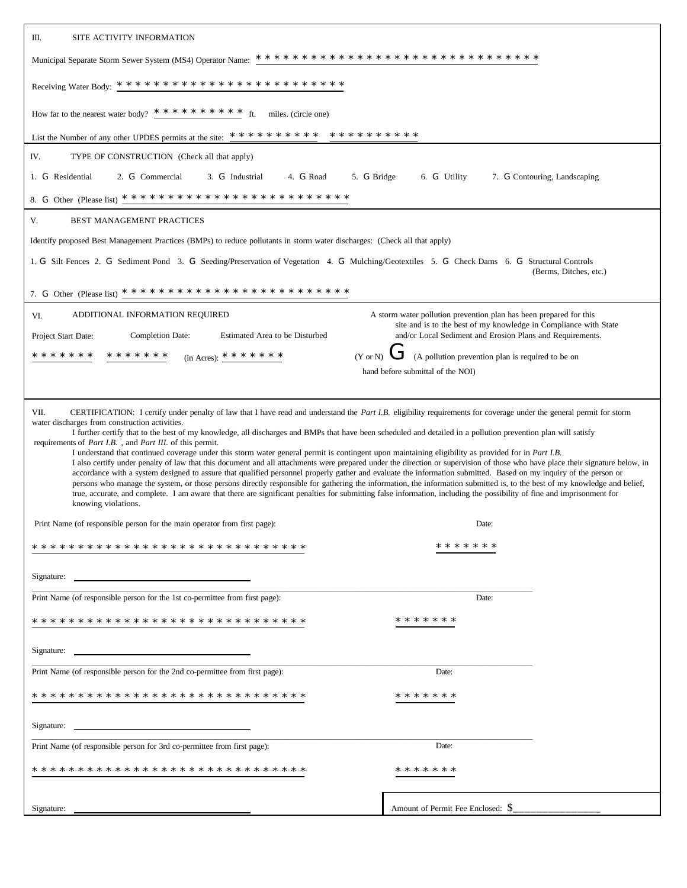III. SITE ACTIVITY INFORMATION

Municipal Separate Storm Sewer System (MS4) Operator Name: ******************************

Receiving Water Body: *************************

How far to the nearest water body? ********** ft. miles. (circle one)

List the Number of any other UPDES permits at the site: ********** **********

IV. TYPE OF CONSTRUCTION (Check all that apply)

1. G Residential 2. G Commercial 3. G Industrial 4. G Road 5. G Bridge 6. G Utility 7. G Contouring, Landscaping

8. G Other (Please list) *************************

V. BEST MANAGEMENT PRACTICES

Identify proposed Best Management Practices (BMPs) to reduce pollutants in storm water discharges: (Check all that apply)

1. G Silt Fences 2. G Sediment Pond 3. G Seeding/Preservation of Vegetation 4. G Mulching/Geotextiles 5. G Check Dams 6. G Structural Controls (Berms, Ditches, etc.)

7. G Other (Please list) *************************

VI. ADDITIONAL INFORMATION REQUIRED

Project Start Date: ******* Completion Date: ******* Estimated Area to be Disturbed (in Acres): *******

A storm water pollution prevention plan has been prepared for this site and is to the best of my knowledge in Compliance with State and/or Local Sediment and Erosion Plans and Requirements.

(Y or N) G (A pollution prevention plan is required to be on hand before submittal of the NOI)

VII. CERTIFICATION: I certify under penalty of law that I have read and understand the *Part I.B.* eligibility requirements for coverage under the general permit for storm water discharges from construction activities.

I further certify that to the best of my knowledge, all discharges and BMPs that have been scheduled and detailed in a pollution prevention plan will satisfy requirements of *Part I.B.* , and *Part III.* of this permit.

I understand that continued coverage under this storm water general permit is contingent upon maintaining eligibility as provided for in *Part I.B.*

I also certify under penalty of law that this document and all attachments were prepared under the direction or supervision of those who have place their signature below, in accordance with a system designed to assure that qualified personnel properly gather and evaluate the information submitted. Based on my inquiry of the person or persons who manage the system, or those persons directly responsible for gathering the information, the information submitted is, to the best of my knowledge and belief, true, accurate, and complete. I am aware that there are significant penalties for submitting false information, including the possibility of fine and imprisonment for knowing violations.

Print Name (of responsible person for the main operator from first page): ****************************** Date: *******

Signature: ______________________________

Print Name (of responsible person for the 1st co-permittee from first page): ****************************** Date: *******

Signature: ______________________________

Print Name (of responsible person for the 2nd co-permittee from first page): ****************************** Date: *******

Signature: ______________________________

Print Name (of responsible person for 3rd co-permittee from first page): ****************************** Date: *******

Signature: ______________________________

Amount of Permit Fee Enclosed: $_______________